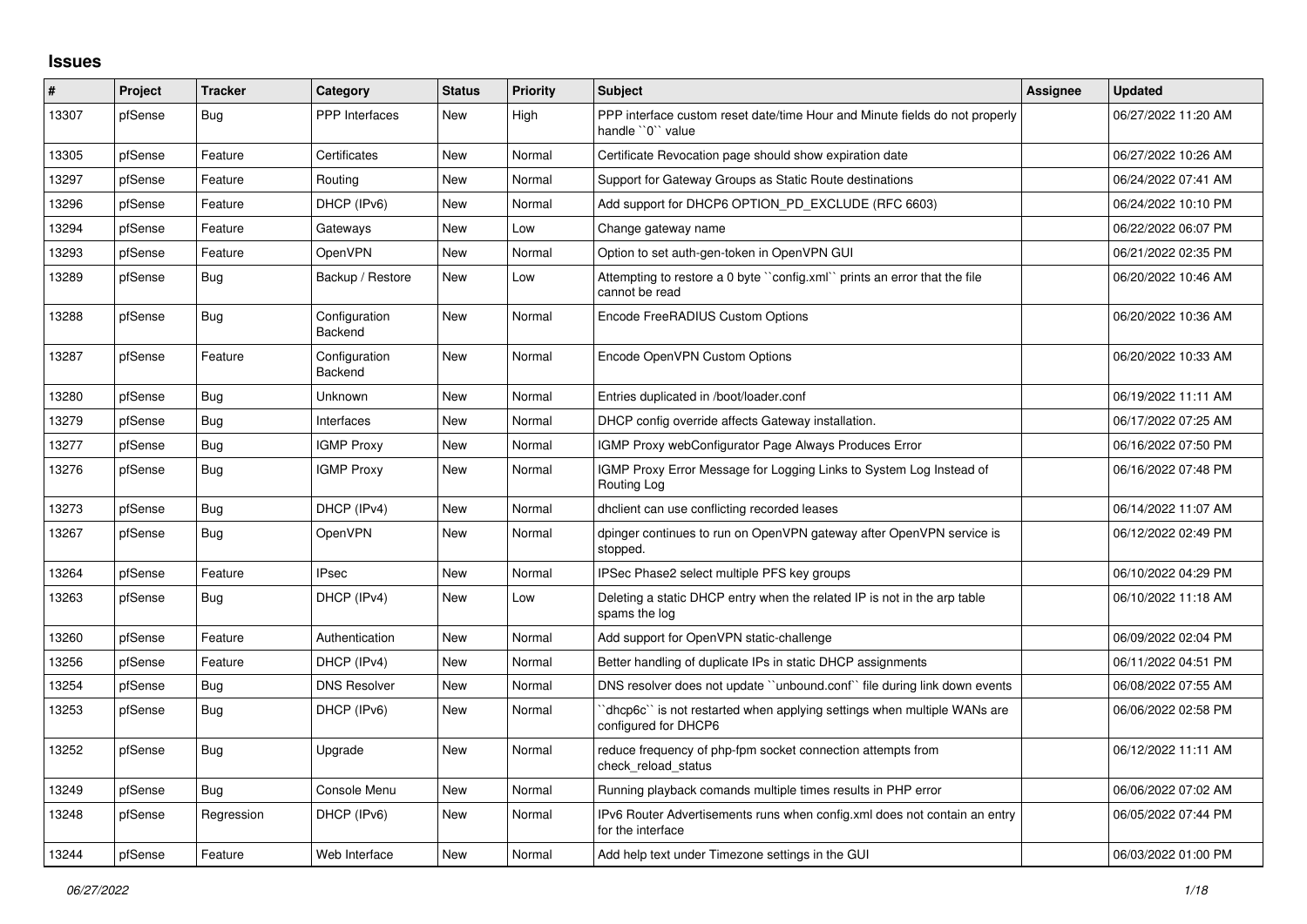## Issues

| # | Project | Tracker | Category | Status | Priority | Subject | Assignee | Updated |
|---|---|---|---|---|---|---|---|---|
| 13307 | pfSense | Bug | PPP Interfaces | New | High | PPP interface custom reset date/time Hour and Minute fields do not properly handle ``0`` value | | 06/27/2022 11:20 AM |
| 13305 | pfSense | Feature | Certificates | New | Normal | Certificate Revocation page should show expiration date | | 06/27/2022 10:26 AM |
| 13297 | pfSense | Feature | Routing | New | Normal | Support for Gateway Groups as Static Route destinations | | 06/24/2022 07:41 AM |
| 13296 | pfSense | Feature | DHCP (IPv6) | New | Normal | Add support for DHCP6 OPTION_PD_EXCLUDE (RFC 6603) | | 06/24/2022 10:10 PM |
| 13294 | pfSense | Feature | Gateways | New | Low | Change gateway name | | 06/22/2022 06:07 PM |
| 13293 | pfSense | Feature | OpenVPN | New | Normal | Option to set auth-gen-token in OpenVPN GUI | | 06/21/2022 02:35 PM |
| 13289 | pfSense | Bug | Backup / Restore | New | Low | Attempting to restore a 0 byte ``config.xml`` prints an error that the file cannot be read | | 06/20/2022 10:46 AM |
| 13288 | pfSense | Bug | Configuration Backend | New | Normal | Encode FreeRADIUS Custom Options | | 06/20/2022 10:36 AM |
| 13287 | pfSense | Feature | Configuration Backend | New | Normal | Encode OpenVPN Custom Options | | 06/20/2022 10:33 AM |
| 13280 | pfSense | Bug | Unknown | New | Normal | Entries duplicated in /boot/loader.conf | | 06/19/2022 11:11 AM |
| 13279 | pfSense | Bug | Interfaces | New | Normal | DHCP config override affects Gateway installation. | | 06/17/2022 07:25 AM |
| 13277 | pfSense | Bug | IGMP Proxy | New | Normal | IGMP Proxy webConfigurator Page Always Produces Error | | 06/16/2022 07:50 PM |
| 13276 | pfSense | Bug | IGMP Proxy | New | Normal | IGMP Proxy Error Message for Logging Links to System Log Instead of Routing Log | | 06/16/2022 07:48 PM |
| 13273 | pfSense | Bug | DHCP (IPv4) | New | Normal | dhclient can use conflicting recorded leases | | 06/14/2022 11:07 AM |
| 13267 | pfSense | Bug | OpenVPN | New | Normal | dpinger continues to run on OpenVPN gateway after OpenVPN service is stopped. | | 06/12/2022 02:49 PM |
| 13264 | pfSense | Feature | IPsec | New | Normal | IPSec Phase2 select multiple PFS key groups | | 06/10/2022 04:29 PM |
| 13263 | pfSense | Bug | DHCP (IPv4) | New | Low | Deleting a static DHCP entry when the related IP is not in the arp table spams the log | | 06/10/2022 11:18 AM |
| 13260 | pfSense | Feature | Authentication | New | Normal | Add support for OpenVPN static-challenge | | 06/09/2022 02:04 PM |
| 13256 | pfSense | Feature | DHCP (IPv4) | New | Normal | Better handling of duplicate IPs in static DHCP assignments | | 06/11/2022 04:51 PM |
| 13254 | pfSense | Bug | DNS Resolver | New | Normal | DNS resolver does not update ``unbound.conf`` file during link down events | | 06/08/2022 07:55 AM |
| 13253 | pfSense | Bug | DHCP (IPv6) | New | Normal | ``dhcp6c`` is not restarted when applying settings when multiple WANs are configured for DHCP6 | | 06/06/2022 02:58 PM |
| 13252 | pfSense | Bug | Upgrade | New | Normal | reduce frequency of php-fpm socket connection attempts from check_reload_status | | 06/12/2022 11:11 AM |
| 13249 | pfSense | Bug | Console Menu | New | Normal | Running playback comands multiple times results in PHP error | | 06/06/2022 07:02 AM |
| 13248 | pfSense | Regression | DHCP (IPv6) | New | Normal | IPv6 Router Advertisements runs when config.xml does not contain an entry for the interface | | 06/05/2022 07:44 PM |
| 13244 | pfSense | Feature | Web Interface | New | Normal | Add help text under Timezone settings in the GUI | | 06/03/2022 01:00 PM |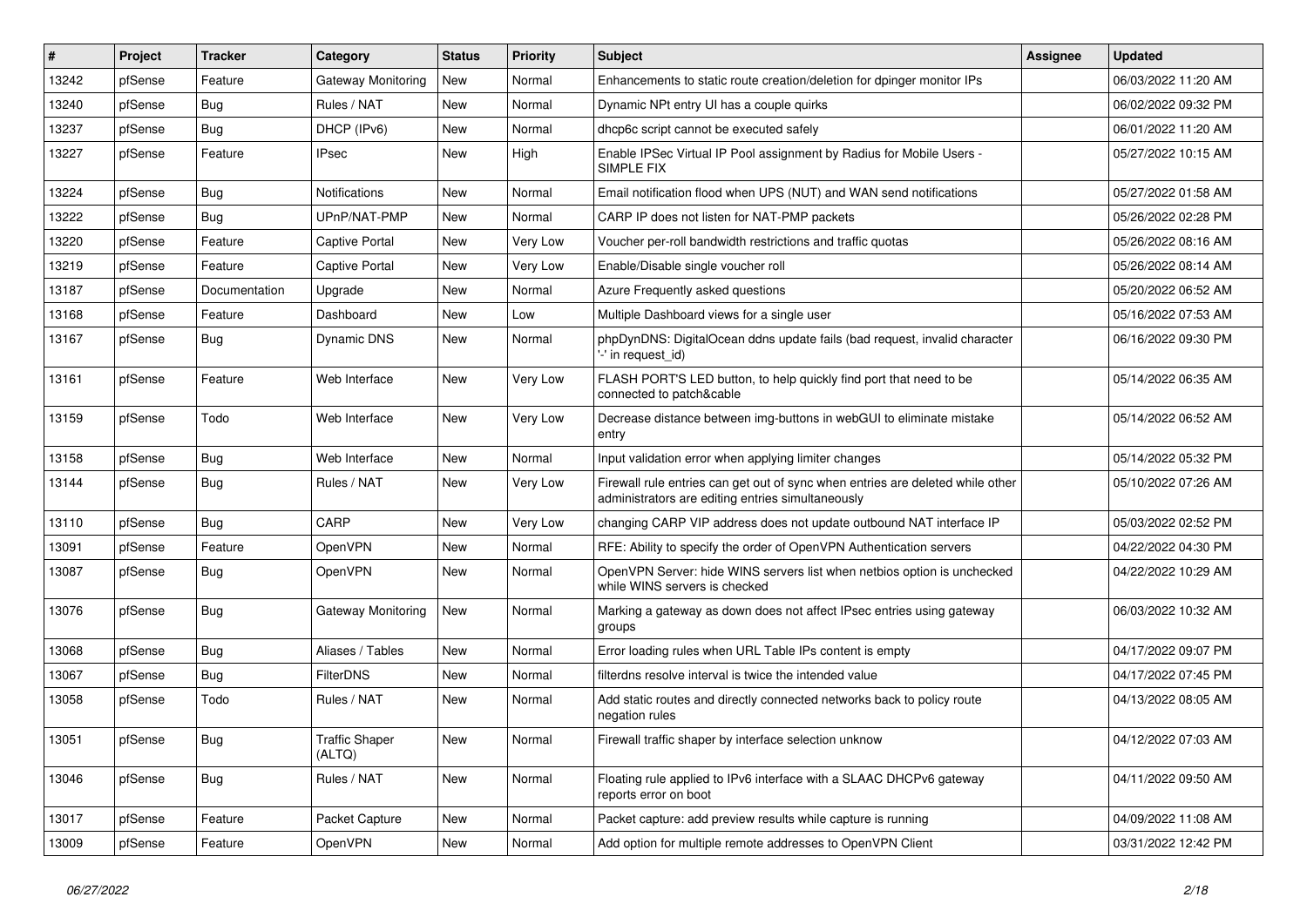| # | Project | Tracker | Category | Status | Priority | Subject | Assignee | Updated |
|---|---|---|---|---|---|---|---|---|
| 13242 | pfSense | Feature | Gateway Monitoring | New | Normal | Enhancements to static route creation/deletion for dpinger monitor IPs | | 06/03/2022 11:20 AM |
| 13240 | pfSense | Bug | Rules / NAT | New | Normal | Dynamic NPt entry UI has a couple quirks | | 06/02/2022 09:32 PM |
| 13237 | pfSense | Bug | DHCP (IPv6) | New | Normal | dhcp6c script cannot be executed safely | | 06/01/2022 11:20 AM |
| 13227 | pfSense | Feature | IPsec | New | High | Enable IPSec Virtual IP Pool assignment by Radius for Mobile Users - SIMPLE FIX | | 05/27/2022 10:15 AM |
| 13224 | pfSense | Bug | Notifications | New | Normal | Email notification flood when UPS (NUT) and WAN send notifications | | 05/27/2022 01:58 AM |
| 13222 | pfSense | Bug | UPnP/NAT-PMP | New | Normal | CARP IP does not listen for NAT-PMP packets | | 05/26/2022 02:28 PM |
| 13220 | pfSense | Feature | Captive Portal | New | Very Low | Voucher per-roll bandwidth restrictions and traffic quotas | | 05/26/2022 08:16 AM |
| 13219 | pfSense | Feature | Captive Portal | New | Very Low | Enable/Disable single voucher roll | | 05/26/2022 08:14 AM |
| 13187 | pfSense | Documentation | Upgrade | New | Normal | Azure Frequently asked questions | | 05/20/2022 06:52 AM |
| 13168 | pfSense | Feature | Dashboard | New | Low | Multiple Dashboard views for a single user | | 05/16/2022 07:53 AM |
| 13167 | pfSense | Bug | Dynamic DNS | New | Normal | phpDynDNS: DigitalOcean ddns update fails (bad request, invalid character '-' in request_id) | | 06/16/2022 09:30 PM |
| 13161 | pfSense | Feature | Web Interface | New | Very Low | FLASH PORT'S LED button, to help quickly find port that need to be connected to patch&cable | | 05/14/2022 06:35 AM |
| 13159 | pfSense | Todo | Web Interface | New | Very Low | Decrease distance between img-buttons in webGUI to eliminate mistake entry | | 05/14/2022 06:52 AM |
| 13158 | pfSense | Bug | Web Interface | New | Normal | Input validation error when applying limiter changes | | 05/14/2022 05:32 PM |
| 13144 | pfSense | Bug | Rules / NAT | New | Very Low | Firewall rule entries can get out of sync when entries are deleted while other administrators are editing entries simultaneously | | 05/10/2022 07:26 AM |
| 13110 | pfSense | Bug | CARP | New | Very Low | changing CARP VIP address does not update outbound NAT interface IP | | 05/03/2022 02:52 PM |
| 13091 | pfSense | Feature | OpenVPN | New | Normal | RFE: Ability to specify the order of OpenVPN Authentication servers | | 04/22/2022 04:30 PM |
| 13087 | pfSense | Bug | OpenVPN | New | Normal | OpenVPN Server: hide WINS servers list when netbios option is unchecked while WINS servers is checked | | 04/22/2022 10:29 AM |
| 13076 | pfSense | Bug | Gateway Monitoring | New | Normal | Marking a gateway as down does not affect IPsec entries using gateway groups | | 06/03/2022 10:32 AM |
| 13068 | pfSense | Bug | Aliases / Tables | New | Normal | Error loading rules when URL Table IPs content is empty | | 04/17/2022 09:07 PM |
| 13067 | pfSense | Bug | FilterDNS | New | Normal | filterdns resolve interval is twice the intended value | | 04/17/2022 07:45 PM |
| 13058 | pfSense | Todo | Rules / NAT | New | Normal | Add static routes and directly connected networks back to policy route negation rules | | 04/13/2022 08:05 AM |
| 13051 | pfSense | Bug | Traffic Shaper (ALTQ) | New | Normal | Firewall traffic shaper by interface selection unknow | | 04/12/2022 07:03 AM |
| 13046 | pfSense | Bug | Rules / NAT | New | Normal | Floating rule applied to IPv6 interface with a SLAAC DHCPv6 gateway reports error on boot | | 04/11/2022 09:50 AM |
| 13017 | pfSense | Feature | Packet Capture | New | Normal | Packet capture: add preview results while capture is running | | 04/09/2022 11:08 AM |
| 13009 | pfSense | Feature | OpenVPN | New | Normal | Add option for multiple remote addresses to OpenVPN Client | | 03/31/2022 12:42 PM |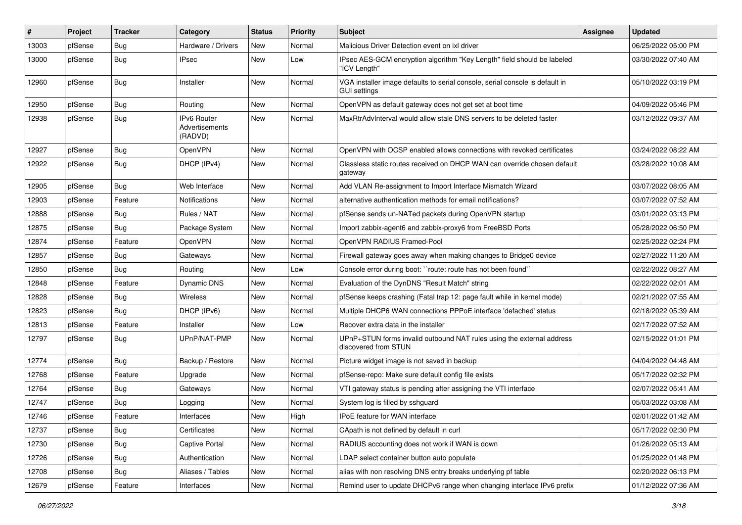| # | Project | Tracker | Category | Status | Priority | Subject | Assignee | Updated |
|---|---|---|---|---|---|---|---|---|
| 13003 | pfSense | Bug | Hardware / Drivers | New | Normal | Malicious Driver Detection event on ixl driver | | 06/25/2022 05:00 PM |
| 13000 | pfSense | Bug | IPsec | New | Low | IPsec AES-GCM encryption algorithm "Key Length" field should be labeled "ICV Length" | | 03/30/2022 07:40 AM |
| 12960 | pfSense | Bug | Installer | New | Normal | VGA installer image defaults to serial console, serial console is default in GUI settings | | 05/10/2022 03:19 PM |
| 12950 | pfSense | Bug | Routing | New | Normal | OpenVPN as default gateway does not get set at boot time | | 04/09/2022 05:46 PM |
| 12938 | pfSense | Bug | IPv6 Router Advertisements (RADVD) | New | Normal | MaxRtrAdvInterval would allow stale DNS servers to be deleted faster | | 03/12/2022 09:37 AM |
| 12927 | pfSense | Bug | OpenVPN | New | Normal | OpenVPN with OCSP enabled allows connections with revoked certificates | | 03/24/2022 08:22 AM |
| 12922 | pfSense | Bug | DHCP (IPv4) | New | Normal | Classless static routes received on DHCP WAN can override chosen default gateway | | 03/28/2022 10:08 AM |
| 12905 | pfSense | Bug | Web Interface | New | Normal | Add VLAN Re-assignment to Import Interface Mismatch Wizard | | 03/07/2022 08:05 AM |
| 12903 | pfSense | Feature | Notifications | New | Normal | alternative authentication methods for email notifications? | | 03/07/2022 07:52 AM |
| 12888 | pfSense | Bug | Rules / NAT | New | Normal | pfSense sends un-NATed packets during OpenVPN startup | | 03/01/2022 03:13 PM |
| 12875 | pfSense | Bug | Package System | New | Normal | Import zabbix-agent6 and zabbix-proxy6 from FreeBSD Ports | | 05/28/2022 06:50 PM |
| 12874 | pfSense | Feature | OpenVPN | New | Normal | OpenVPN RADIUS Framed-Pool | | 02/25/2022 02:24 PM |
| 12857 | pfSense | Bug | Gateways | New | Normal | Firewall gateway goes away when making changes to Bridge0 device | | 02/27/2022 11:20 AM |
| 12850 | pfSense | Bug | Routing | New | Low | Console error during boot: ``route: route has not been found`` | | 02/22/2022 08:27 AM |
| 12848 | pfSense | Feature | Dynamic DNS | New | Normal | Evaluation of the DynDNS "Result Match" string | | 02/22/2022 02:01 AM |
| 12828 | pfSense | Bug | Wireless | New | Normal | pfSense keeps crashing (Fatal trap 12: page fault while in kernel mode) | | 02/21/2022 07:55 AM |
| 12823 | pfSense | Bug | DHCP (IPv6) | New | Normal | Multiple DHCP6 WAN connections PPPoE interface 'defached' status | | 02/18/2022 05:39 AM |
| 12813 | pfSense | Feature | Installer | New | Low | Recover extra data in the installer | | 02/17/2022 07:52 AM |
| 12797 | pfSense | Bug | UPnP/NAT-PMP | New | Normal | UPnP+STUN forms invalid outbound NAT rules using the external address discovered from STUN | | 02/15/2022 01:01 PM |
| 12774 | pfSense | Bug | Backup / Restore | New | Normal | Picture widget image is not saved in backup | | 04/04/2022 04:48 AM |
| 12768 | pfSense | Feature | Upgrade | New | Normal | pfSense-repo: Make sure default config file exists | | 05/17/2022 02:32 PM |
| 12764 | pfSense | Bug | Gateways | New | Normal | VTI gateway status is pending after assigning the VTI interface | | 02/07/2022 05:41 AM |
| 12747 | pfSense | Bug | Logging | New | Normal | System log is filled by sshguard | | 05/03/2022 03:08 AM |
| 12746 | pfSense | Feature | Interfaces | New | High | IPoE feature for WAN interface | | 02/01/2022 01:42 AM |
| 12737 | pfSense | Bug | Certificates | New | Normal | CApath is not defined by default in curl | | 05/17/2022 02:30 PM |
| 12730 | pfSense | Bug | Captive Portal | New | Normal | RADIUS accounting does not work if WAN is down | | 01/26/2022 05:13 AM |
| 12726 | pfSense | Bug | Authentication | New | Normal | LDAP select container button auto populate | | 01/25/2022 01:48 PM |
| 12708 | pfSense | Bug | Aliases / Tables | New | Normal | alias with non resolving DNS entry breaks underlying pf table | | 02/20/2022 06:13 PM |
| 12679 | pfSense | Feature | Interfaces | New | Normal | Remind user to update DHCPv6 range when changing interface IPv6 prefix | | 01/12/2022 07:36 AM |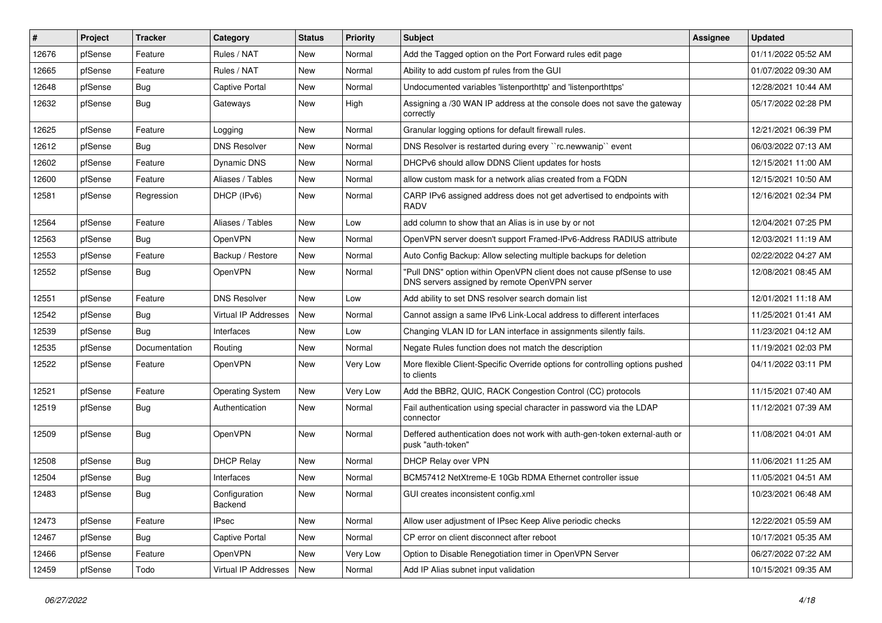| # | Project | Tracker | Category | Status | Priority | Subject | Assignee | Updated |
|---|---|---|---|---|---|---|---|---|
| 12676 | pfSense | Feature | Rules / NAT | New | Normal | Add the Tagged option on the Port Forward rules edit page | | 01/11/2022 05:52 AM |
| 12665 | pfSense | Feature | Rules / NAT | New | Normal | Ability to add custom pf rules from the GUI | | 01/07/2022 09:30 AM |
| 12648 | pfSense | Bug | Captive Portal | New | Normal | Undocumented variables 'listenporthttp' and 'listenporthttps' | | 12/28/2021 10:44 AM |
| 12632 | pfSense | Bug | Gateways | New | High | Assigning a /30 WAN IP address at the console does not save the gateway correctly | | 05/17/2022 02:28 PM |
| 12625 | pfSense | Feature | Logging | New | Normal | Granular logging options for default firewall rules. | | 12/21/2021 06:39 PM |
| 12612 | pfSense | Bug | DNS Resolver | New | Normal | DNS Resolver is restarted during every ``rc.newwanip`` event | | 06/03/2022 07:13 AM |
| 12602 | pfSense | Feature | Dynamic DNS | New | Normal | DHCPv6 should allow DDNS Client updates for hosts | | 12/15/2021 11:00 AM |
| 12600 | pfSense | Feature | Aliases / Tables | New | Normal | allow custom mask for a network alias created from a FQDN | | 12/15/2021 10:50 AM |
| 12581 | pfSense | Regression | DHCP (IPv6) | New | Normal | CARP IPv6 assigned address does not get advertised to endpoints with RADV | | 12/16/2021 02:34 PM |
| 12564 | pfSense | Feature | Aliases / Tables | New | Low | add column to show that an Alias is in use by or not | | 12/04/2021 07:25 PM |
| 12563 | pfSense | Bug | OpenVPN | New | Normal | OpenVPN server doesn't support Framed-IPv6-Address RADIUS attribute | | 12/03/2021 11:19 AM |
| 12553 | pfSense | Feature | Backup / Restore | New | Normal | Auto Config Backup: Allow selecting multiple backups for deletion | | 02/22/2022 04:27 AM |
| 12552 | pfSense | Bug | OpenVPN | New | Normal | "Pull DNS" option within OpenVPN client does not cause pfSense to use DNS servers assigned by remote OpenVPN server | | 12/08/2021 08:45 AM |
| 12551 | pfSense | Feature | DNS Resolver | New | Low | Add ability to set DNS resolver search domain list | | 12/01/2021 11:18 AM |
| 12542 | pfSense | Bug | Virtual IP Addresses | New | Normal | Cannot assign a same IPv6 Link-Local address to different interfaces | | 11/25/2021 01:41 AM |
| 12539 | pfSense | Bug | Interfaces | New | Low | Changing VLAN ID for LAN interface in assignments silently fails. | | 11/23/2021 04:12 AM |
| 12535 | pfSense | Documentation | Routing | New | Normal | Negate Rules function does not match the description | | 11/19/2021 02:03 PM |
| 12522 | pfSense | Feature | OpenVPN | New | Very Low | More flexible Client-Specific Override options for controlling options pushed to clients | | 04/11/2022 03:11 PM |
| 12521 | pfSense | Feature | Operating System | New | Very Low | Add the BBR2, QUIC, RACK Congestion Control (CC) protocols | | 11/15/2021 07:40 AM |
| 12519 | pfSense | Bug | Authentication | New | Normal | Fail authentication using special character in password via the LDAP connector | | 11/12/2021 07:39 AM |
| 12509 | pfSense | Bug | OpenVPN | New | Normal | Deffered authentication does not work with auth-gen-token external-auth or pusk "auth-token" | | 11/08/2021 04:01 AM |
| 12508 | pfSense | Bug | DHCP Relay | New | Normal | DHCP Relay over VPN | | 11/06/2021 11:25 AM |
| 12504 | pfSense | Bug | Interfaces | New | Normal | BCM57412 NetXtreme-E 10Gb RDMA Ethernet controller issue | | 11/05/2021 04:51 AM |
| 12483 | pfSense | Bug | Configuration Backend | New | Normal | GUI creates inconsistent config.xml | | 10/23/2021 06:48 AM |
| 12473 | pfSense | Feature | IPsec | New | Normal | Allow user adjustment of IPsec Keep Alive periodic checks | | 12/22/2021 05:59 AM |
| 12467 | pfSense | Bug | Captive Portal | New | Normal | CP error on client disconnect after reboot | | 10/17/2021 05:35 AM |
| 12466 | pfSense | Feature | OpenVPN | New | Very Low | Option to Disable Renegotiation timer in OpenVPN Server | | 06/27/2022 07:22 AM |
| 12459 | pfSense | Todo | Virtual IP Addresses | New | Normal | Add IP Alias subnet input validation | | 10/15/2021 09:35 AM |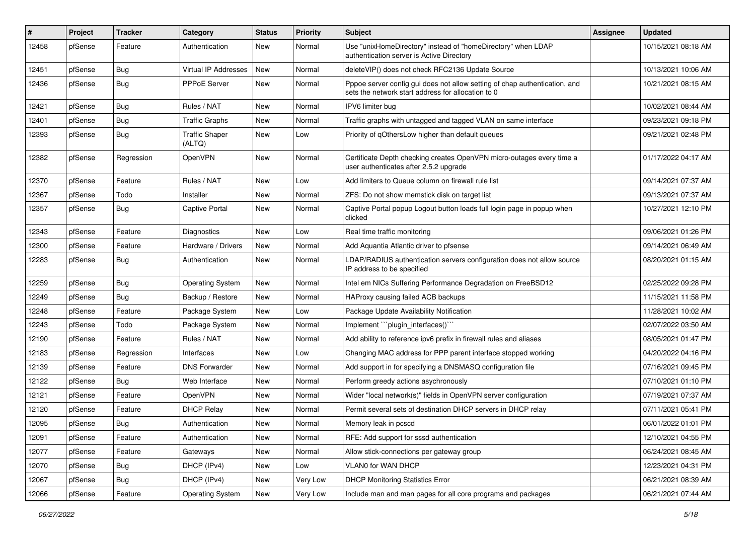| # | Project | Tracker | Category | Status | Priority | Subject | Assignee | Updated |
|---|---|---|---|---|---|---|---|---|
| 12458 | pfSense | Feature | Authentication | New | Normal | Use "unixHomeDirectory" instead of "homeDirectory" when LDAP authentication server is Active Directory | | 10/15/2021 08:18 AM |
| 12451 | pfSense | Bug | Virtual IP Addresses | New | Normal | deleteVIP() does not check RFC2136 Update Source | | 10/13/2021 10:06 AM |
| 12436 | pfSense | Bug | PPPoE Server | New | Normal | Pppoe server config gui does not allow setting of chap authentication, and sets the network start address for allocation to 0 | | 10/21/2021 08:15 AM |
| 12421 | pfSense | Bug | Rules / NAT | New | Normal | IPV6 limiter bug | | 10/02/2021 08:44 AM |
| 12401 | pfSense | Bug | Traffic Graphs | New | Normal | Traffic graphs with untagged and tagged VLAN on same interface | | 09/23/2021 09:18 PM |
| 12393 | pfSense | Bug | Traffic Shaper (ALTQ) | New | Low | Priority of qOthersLow higher than default queues | | 09/21/2021 02:48 PM |
| 12382 | pfSense | Regression | OpenVPN | New | Normal | Certificate Depth checking creates OpenVPN micro-outages every time a user authenticates after 2.5.2 upgrade | | 01/17/2022 04:17 AM |
| 12370 | pfSense | Feature | Rules / NAT | New | Low | Add limiters to Queue column on firewall rule list | | 09/14/2021 07:37 AM |
| 12367 | pfSense | Todo | Installer | New | Normal | ZFS: Do not show memstick disk on target list | | 09/13/2021 07:37 AM |
| 12357 | pfSense | Bug | Captive Portal | New | Normal | Captive Portal popup Logout button loads full login page in popup when clicked | | 10/27/2021 12:10 PM |
| 12343 | pfSense | Feature | Diagnostics | New | Low | Real time traffic monitoring | | 09/06/2021 01:26 PM |
| 12300 | pfSense | Feature | Hardware / Drivers | New | Normal | Add Aquantia Atlantic driver to pfsense | | 09/14/2021 06:49 AM |
| 12283 | pfSense | Bug | Authentication | New | Normal | LDAP/RADIUS authentication servers configuration does not allow source IP address to be specified | | 08/20/2021 01:15 AM |
| 12259 | pfSense | Bug | Operating System | New | Normal | Intel em NICs Suffering Performance Degradation on FreeBSD12 | | 02/25/2022 09:28 PM |
| 12249 | pfSense | Bug | Backup / Restore | New | Normal | HAProxy causing failed ACB backups | | 11/15/2021 11:58 PM |
| 12248 | pfSense | Feature | Package System | New | Low | Package Update Availability Notification | | 11/28/2021 10:02 AM |
| 12243 | pfSense | Todo | Package System | New | Normal | Implement ```plugin_interfaces()``` | | 02/07/2022 03:50 AM |
| 12190 | pfSense | Feature | Rules / NAT | New | Normal | Add ability to reference ipv6 prefix in firewall rules and aliases | | 08/05/2021 01:47 PM |
| 12183 | pfSense | Regression | Interfaces | New | Low | Changing MAC address for PPP parent interface stopped working | | 04/20/2022 04:16 PM |
| 12139 | pfSense | Feature | DNS Forwarder | New | Normal | Add support in for specifying a DNSMASQ configuration file | | 07/16/2021 09:45 PM |
| 12122 | pfSense | Bug | Web Interface | New | Normal | Perform greedy actions asychronously | | 07/10/2021 01:10 PM |
| 12121 | pfSense | Feature | OpenVPN | New | Normal | Wider "local network(s)" fields in OpenVPN server configuration | | 07/19/2021 07:37 AM |
| 12120 | pfSense | Feature | DHCP Relay | New | Normal | Permit several sets of destination DHCP servers in DHCP relay | | 07/11/2021 05:41 PM |
| 12095 | pfSense | Bug | Authentication | New | Normal | Memory leak in pcscd | | 06/01/2022 01:01 PM |
| 12091 | pfSense | Feature | Authentication | New | Normal | RFE: Add support for sssd authentication | | 12/10/2021 04:55 PM |
| 12077 | pfSense | Feature | Gateways | New | Normal | Allow stick-connections per gateway group | | 06/24/2021 08:45 AM |
| 12070 | pfSense | Bug | DHCP (IPv4) | New | Low | VLAN0 for WAN DHCP | | 12/23/2021 04:31 PM |
| 12067 | pfSense | Bug | DHCP (IPv4) | New | Very Low | DHCP Monitoring Statistics Error | | 06/21/2021 08:39 AM |
| 12066 | pfSense | Feature | Operating System | New | Very Low | Include man and man pages for all core programs and packages | | 06/21/2021 07:44 AM |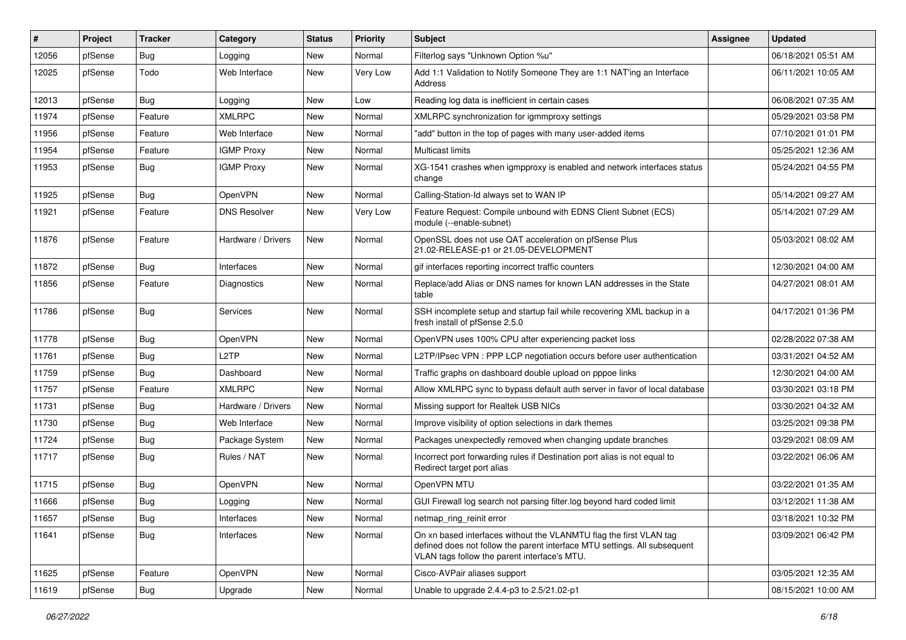| # | Project | Tracker | Category | Status | Priority | Subject | Assignee | Updated |
|---|---|---|---|---|---|---|---|---|
| 12056 | pfSense | Bug | Logging | New | Normal | Filterlog says "Unknown Option %u" | | 06/18/2021 05:51 AM |
| 12025 | pfSense | Todo | Web Interface | New | Very Low | Add 1:1 Validation to Notify Someone They are 1:1 NAT'ing an Interface Address | | 06/11/2021 10:05 AM |
| 12013 | pfSense | Bug | Logging | New | Low | Reading log data is inefficient in certain cases | | 06/08/2021 07:35 AM |
| 11974 | pfSense | Feature | XMLRPC | New | Normal | XMLRPC synchronization for igmmproxy settings | | 05/29/2021 03:58 PM |
| 11956 | pfSense | Feature | Web Interface | New | Normal | "add" button in the top of pages with many user-added items | | 07/10/2021 01:01 PM |
| 11954 | pfSense | Feature | IGMP Proxy | New | Normal | Multicast limits | | 05/25/2021 12:36 AM |
| 11953 | pfSense | Bug | IGMP Proxy | New | Normal | XG-1541 crashes when igmpproxy is enabled and network interfaces status change | | 05/24/2021 04:55 PM |
| 11925 | pfSense | Bug | OpenVPN | New | Normal | Calling-Station-Id always set to WAN IP | | 05/14/2021 09:27 AM |
| 11921 | pfSense | Feature | DNS Resolver | New | Very Low | Feature Request: Compile unbound with EDNS Client Subnet (ECS) module (--enable-subnet) | | 05/14/2021 07:29 AM |
| 11876 | pfSense | Feature | Hardware / Drivers | New | Normal | OpenSSL does not use QAT acceleration on pfSense Plus 21.02-RELEASE-p1 or 21.05-DEVELOPMENT | | 05/03/2021 08:02 AM |
| 11872 | pfSense | Bug | Interfaces | New | Normal | gif interfaces reporting incorrect traffic counters | | 12/30/2021 04:00 AM |
| 11856 | pfSense | Feature | Diagnostics | New | Normal | Replace/add Alias or DNS names for known LAN addresses in the State table | | 04/27/2021 08:01 AM |
| 11786 | pfSense | Bug | Services | New | Normal | SSH incomplete setup and startup fail while recovering XML backup in a fresh install of pfSense 2.5.0 | | 04/17/2021 01:36 PM |
| 11778 | pfSense | Bug | OpenVPN | New | Normal | OpenVPN uses 100% CPU after experiencing packet loss | | 02/28/2022 07:38 AM |
| 11761 | pfSense | Bug | L2TP | New | Normal | L2TP/IPsec VPN : PPP LCP negotiation occurs before user authentication | | 03/31/2021 04:52 AM |
| 11759 | pfSense | Bug | Dashboard | New | Normal | Traffic graphs on dashboard double upload on pppoe links | | 12/30/2021 04:00 AM |
| 11757 | pfSense | Feature | XMLRPC | New | Normal | Allow XMLRPC sync to bypass default auth server in favor of local database | | 03/30/2021 03:18 PM |
| 11731 | pfSense | Bug | Hardware / Drivers | New | Normal | Missing support for Realtek USB NICs | | 03/30/2021 04:32 AM |
| 11730 | pfSense | Bug | Web Interface | New | Normal | Improve visibility of option selections in dark themes | | 03/25/2021 09:38 PM |
| 11724 | pfSense | Bug | Package System | New | Normal | Packages unexpectedly removed when changing update branches | | 03/29/2021 08:09 AM |
| 11717 | pfSense | Bug | Rules / NAT | New | Normal | Incorrect port forwarding rules if Destination port alias is not equal to Redirect target port alias | | 03/22/2021 06:06 AM |
| 11715 | pfSense | Bug | OpenVPN | New | Normal | OpenVPN MTU | | 03/22/2021 01:35 AM |
| 11666 | pfSense | Bug | Logging | New | Normal | GUI Firewall log search not parsing filter.log beyond hard coded limit | | 03/12/2021 11:38 AM |
| 11657 | pfSense | Bug | Interfaces | New | Normal | netmap_ring_reinit error | | 03/18/2021 10:32 PM |
| 11641 | pfSense | Bug | Interfaces | New | Normal | On xn based interfaces without the VLANMTU flag the first VLAN tag defined does not follow the parent interface MTU settings. All subsequent VLAN tags follow the parent interface's MTU. | | 03/09/2021 06:42 PM |
| 11625 | pfSense | Feature | OpenVPN | New | Normal | Cisco-AVPair aliases support | | 03/05/2021 12:35 AM |
| 11619 | pfSense | Bug | Upgrade | New | Normal | Unable to upgrade 2.4.4-p3 to 2.5/21.02-p1 | | 08/15/2021 10:00 AM |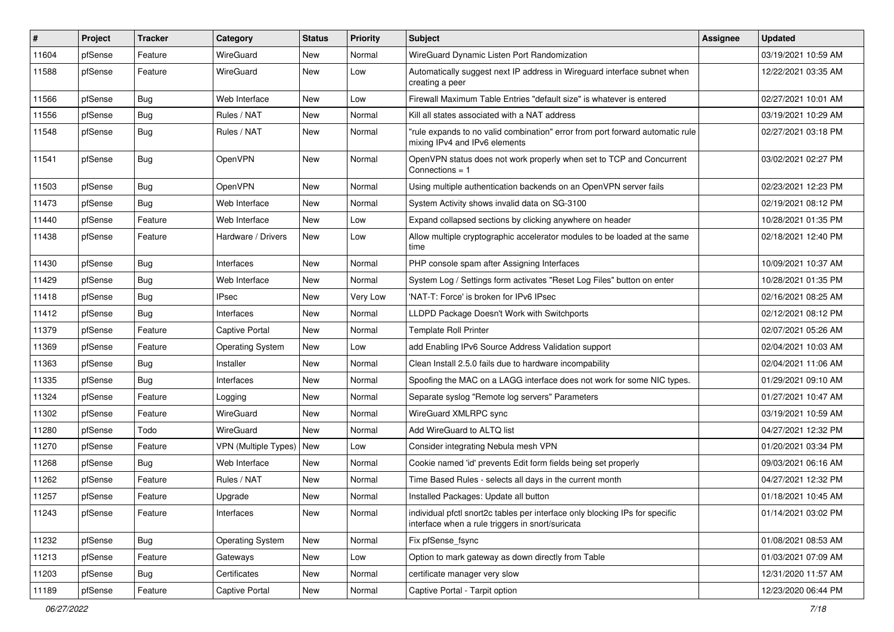| # | Project | Tracker | Category | Status | Priority | Subject | Assignee | Updated |
|---|---|---|---|---|---|---|---|---|
| 11604 | pfSense | Feature | WireGuard | New | Normal | WireGuard Dynamic Listen Port Randomization | | 03/19/2021 10:59 AM |
| 11588 | pfSense | Feature | WireGuard | New | Low | Automatically suggest next IP address in Wireguard interface subnet when creating a peer | | 12/22/2021 03:35 AM |
| 11566 | pfSense | Bug | Web Interface | New | Low | Firewall Maximum Table Entries "default size" is whatever is entered | | 02/27/2021 10:01 AM |
| 11556 | pfSense | Bug | Rules / NAT | New | Normal | Kill all states associated with a NAT address | | 03/19/2021 10:29 AM |
| 11548 | pfSense | Bug | Rules / NAT | New | Normal | "rule expands to no valid combination" error from port forward automatic rule mixing IPv4 and IPv6 elements | | 02/27/2021 03:18 PM |
| 11541 | pfSense | Bug | OpenVPN | New | Normal | OpenVPN status does not work properly when set to TCP and Concurrent Connections = 1 | | 03/02/2021 02:27 PM |
| 11503 | pfSense | Bug | OpenVPN | New | Normal | Using multiple authentication backends on an OpenVPN server fails | | 02/23/2021 12:23 PM |
| 11473 | pfSense | Bug | Web Interface | New | Normal | System Activity shows invalid data on SG-3100 | | 02/19/2021 08:12 PM |
| 11440 | pfSense | Feature | Web Interface | New | Low | Expand collapsed sections by clicking anywhere on header | | 10/28/2021 01:35 PM |
| 11438 | pfSense | Feature | Hardware / Drivers | New | Low | Allow multiple cryptographic accelerator modules to be loaded at the same time | | 02/18/2021 12:40 PM |
| 11430 | pfSense | Bug | Interfaces | New | Normal | PHP console spam after Assigning Interfaces | | 10/09/2021 10:37 AM |
| 11429 | pfSense | Bug | Web Interface | New | Normal | System Log / Settings form activates "Reset Log Files" button on enter | | 10/28/2021 01:35 PM |
| 11418 | pfSense | Bug | IPsec | New | Very Low | 'NAT-T: Force' is broken for IPv6 IPsec | | 02/16/2021 08:25 AM |
| 11412 | pfSense | Bug | Interfaces | New | Normal | LLDPD Package Doesn't Work with Switchports | | 02/12/2021 08:12 PM |
| 11379 | pfSense | Feature | Captive Portal | New | Normal | Template Roll Printer | | 02/07/2021 05:26 AM |
| 11369 | pfSense | Feature | Operating System | New | Low | add Enabling IPv6 Source Address Validation support | | 02/04/2021 10:03 AM |
| 11363 | pfSense | Bug | Installer | New | Normal | Clean Install 2.5.0 fails due to hardware incompability | | 02/04/2021 11:06 AM |
| 11335 | pfSense | Bug | Interfaces | New | Normal | Spoofing the MAC on a LAGG interface does not work for some NIC types. | | 01/29/2021 09:10 AM |
| 11324 | pfSense | Feature | Logging | New | Normal | Separate syslog "Remote log servers" Parameters | | 01/27/2021 10:47 AM |
| 11302 | pfSense | Feature | WireGuard | New | Normal | WireGuard XMLRPC sync | | 03/19/2021 10:59 AM |
| 11280 | pfSense | Todo | WireGuard | New | Normal | Add WireGuard to ALTQ list | | 04/27/2021 12:32 PM |
| 11270 | pfSense | Feature | VPN (Multiple Types) | New | Low | Consider integrating Nebula mesh VPN | | 01/20/2021 03:34 PM |
| 11268 | pfSense | Bug | Web Interface | New | Normal | Cookie named 'id' prevents Edit form fields being set properly | | 09/03/2021 06:16 AM |
| 11262 | pfSense | Feature | Rules / NAT | New | Normal | Time Based Rules - selects all days in the current month | | 04/27/2021 12:32 PM |
| 11257 | pfSense | Feature | Upgrade | New | Normal | Installed Packages: Update all button | | 01/18/2021 10:45 AM |
| 11243 | pfSense | Feature | Interfaces | New | Normal | individual pfctl snort2c tables per interface only blocking IPs for specific interface when a rule triggers in snort/suricata | | 01/14/2021 03:02 PM |
| 11232 | pfSense | Bug | Operating System | New | Normal | Fix pfSense_fsync | | 01/08/2021 08:53 AM |
| 11213 | pfSense | Feature | Gateways | New | Low | Option to mark gateway as down directly from Table | | 01/03/2021 07:09 AM |
| 11203 | pfSense | Bug | Certificates | New | Normal | certificate manager very slow | | 12/31/2020 11:57 AM |
| 11189 | pfSense | Feature | Captive Portal | New | Normal | Captive Portal - Tarpit option | | 12/23/2020 06:44 PM |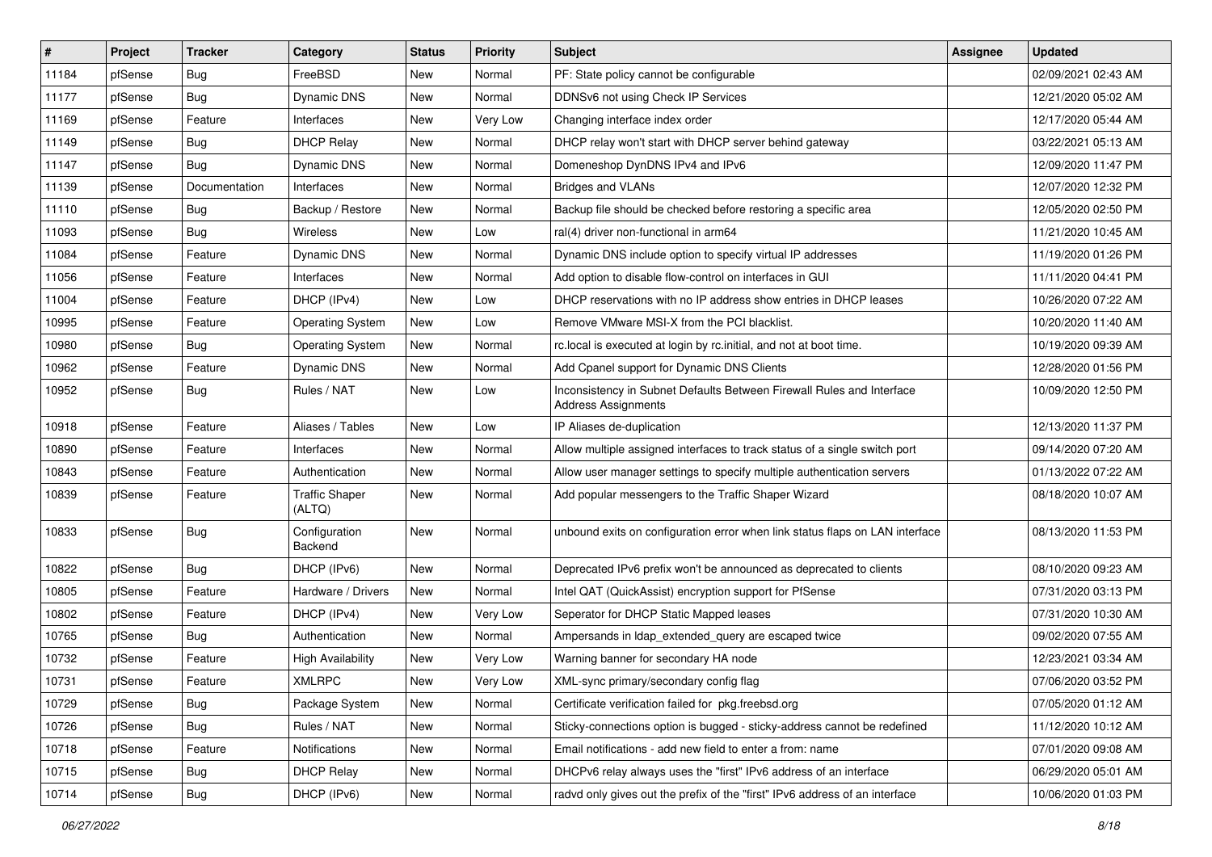| # | Project | Tracker | Category | Status | Priority | Subject | Assignee | Updated |
|---|---|---|---|---|---|---|---|---|
| 11184 | pfSense | Bug | FreeBSD | New | Normal | PF: State policy cannot be configurable | | 02/09/2021 02:43 AM |
| 11177 | pfSense | Bug | Dynamic DNS | New | Normal | DDNSv6 not using Check IP Services | | 12/21/2020 05:02 AM |
| 11169 | pfSense | Feature | Interfaces | New | Very Low | Changing interface index order | | 12/17/2020 05:44 AM |
| 11149 | pfSense | Bug | DHCP Relay | New | Normal | DHCP relay won't start with DHCP server behind gateway | | 03/22/2021 05:13 AM |
| 11147 | pfSense | Bug | Dynamic DNS | New | Normal | Domeneshop DynDNS IPv4 and IPv6 | | 12/09/2020 11:47 PM |
| 11139 | pfSense | Documentation | Interfaces | New | Normal | Bridges and VLANs | | 12/07/2020 12:32 PM |
| 11110 | pfSense | Bug | Backup / Restore | New | Normal | Backup file should be checked before restoring a specific area | | 12/05/2020 02:50 PM |
| 11093 | pfSense | Bug | Wireless | New | Low | ral(4) driver non-functional in arm64 | | 11/21/2020 10:45 AM |
| 11084 | pfSense | Feature | Dynamic DNS | New | Normal | Dynamic DNS include option to specify virtual IP addresses | | 11/19/2020 01:26 PM |
| 11056 | pfSense | Feature | Interfaces | New | Normal | Add option to disable flow-control on interfaces in GUI | | 11/11/2020 04:41 PM |
| 11004 | pfSense | Feature | DHCP (IPv4) | New | Low | DHCP reservations with no IP address show entries in DHCP leases | | 10/26/2020 07:22 AM |
| 10995 | pfSense | Feature | Operating System | New | Low | Remove VMware MSI-X from the PCI blacklist. | | 10/20/2020 11:40 AM |
| 10980 | pfSense | Bug | Operating System | New | Normal | rc.local is executed at login by rc.initial, and not at boot time. | | 10/19/2020 09:39 AM |
| 10962 | pfSense | Feature | Dynamic DNS | New | Normal | Add Cpanel support for Dynamic DNS Clients | | 12/28/2020 01:56 PM |
| 10952 | pfSense | Bug | Rules / NAT | New | Low | Inconsistency in Subnet Defaults Between Firewall Rules and Interface Address Assignments | | 10/09/2020 12:50 PM |
| 10918 | pfSense | Feature | Aliases / Tables | New | Low | IP Aliases de-duplication | | 12/13/2020 11:37 PM |
| 10890 | pfSense | Feature | Interfaces | New | Normal | Allow multiple assigned interfaces to track status of a single switch port | | 09/14/2020 07:20 AM |
| 10843 | pfSense | Feature | Authentication | New | Normal | Allow user manager settings to specify multiple authentication servers | | 01/13/2022 07:22 AM |
| 10839 | pfSense | Feature | Traffic Shaper (ALTQ) | New | Normal | Add popular messengers to the Traffic Shaper Wizard | | 08/18/2020 10:07 AM |
| 10833 | pfSense | Bug | Configuration Backend | New | Normal | unbound exits on configuration error when link status flaps on LAN interface | | 08/13/2020 11:53 PM |
| 10822 | pfSense | Bug | DHCP (IPv6) | New | Normal | Deprecated IPv6 prefix won't be announced as deprecated to clients | | 08/10/2020 09:23 AM |
| 10805 | pfSense | Feature | Hardware / Drivers | New | Normal | Intel QAT (QuickAssist) encryption support for PfSense | | 07/31/2020 03:13 PM |
| 10802 | pfSense | Feature | DHCP (IPv4) | New | Very Low | Seperator for DHCP Static Mapped leases | | 07/31/2020 10:30 AM |
| 10765 | pfSense | Bug | Authentication | New | Normal | Ampersands in ldap_extended_query are escaped twice | | 09/02/2020 07:55 AM |
| 10732 | pfSense | Feature | High Availability | New | Very Low | Warning banner for secondary HA node | | 12/23/2021 03:34 AM |
| 10731 | pfSense | Feature | XMLRPC | New | Very Low | XML-sync primary/secondary config flag | | 07/06/2020 03:52 PM |
| 10729 | pfSense | Bug | Package System | New | Normal | Certificate verification failed for pkg.freebsd.org | | 07/05/2020 01:12 AM |
| 10726 | pfSense | Bug | Rules / NAT | New | Normal | Sticky-connections option is bugged - sticky-address cannot be redefined | | 11/12/2020 10:12 AM |
| 10718 | pfSense | Feature | Notifications | New | Normal | Email notifications - add new field to enter a from: name | | 07/01/2020 09:08 AM |
| 10715 | pfSense | Bug | DHCP Relay | New | Normal | DHCPv6 relay always uses the "first" IPv6 address of an interface | | 06/29/2020 05:01 AM |
| 10714 | pfSense | Bug | DHCP (IPv6) | New | Normal | radvd only gives out the prefix of the "first" IPv6 address of an interface | | 10/06/2020 01:03 PM |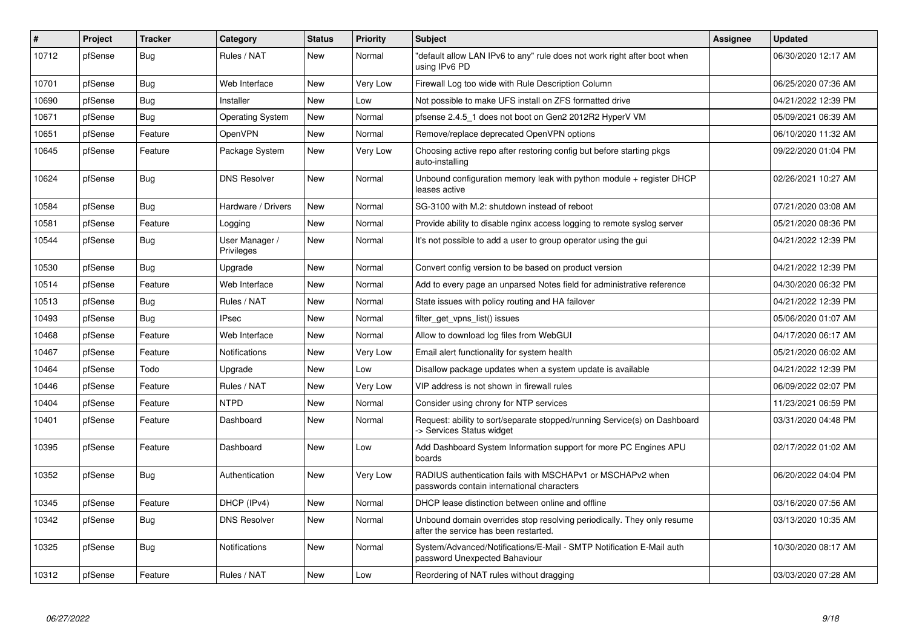| # | Project | Tracker | Category | Status | Priority | Subject | Assignee | Updated |
|---|---|---|---|---|---|---|---|---|
| 10712 | pfSense | Bug | Rules / NAT | New | Normal | "default allow LAN IPv6 to any" rule does not work right after boot when using IPv6 PD | | 06/30/2020 12:17 AM |
| 10701 | pfSense | Bug | Web Interface | New | Very Low | Firewall Log too wide with Rule Description Column | | 06/25/2020 07:36 AM |
| 10690 | pfSense | Bug | Installer | New | Low | Not possible to make UFS install on ZFS formatted drive | | 04/21/2022 12:39 PM |
| 10671 | pfSense | Bug | Operating System | New | Normal | pfsense 2.4.5_1 does not boot on Gen2 2012R2 HyperV VM | | 05/09/2021 06:39 AM |
| 10651 | pfSense | Feature | OpenVPN | New | Normal | Remove/replace deprecated OpenVPN options | | 06/10/2020 11:32 AM |
| 10645 | pfSense | Feature | Package System | New | Very Low | Choosing active repo after restoring config but before starting pkgs auto-installing | | 09/22/2020 01:04 PM |
| 10624 | pfSense | Bug | DNS Resolver | New | Normal | Unbound configuration memory leak with python module + register DHCP leases active | | 02/26/2021 10:27 AM |
| 10584 | pfSense | Bug | Hardware / Drivers | New | Normal | SG-3100 with M.2: shutdown instead of reboot | | 07/21/2020 03:08 AM |
| 10581 | pfSense | Feature | Logging | New | Normal | Provide ability to disable nginx access logging to remote syslog server | | 05/21/2020 08:36 PM |
| 10544 | pfSense | Bug | User Manager / Privileges | New | Normal | It's not possible to add a user to group operator using the gui | | 04/21/2022 12:39 PM |
| 10530 | pfSense | Bug | Upgrade | New | Normal | Convert config version to be based on product version | | 04/21/2022 12:39 PM |
| 10514 | pfSense | Feature | Web Interface | New | Normal | Add to every page an unparsed Notes field for administrative reference | | 04/30/2020 06:32 PM |
| 10513 | pfSense | Bug | Rules / NAT | New | Normal | State issues with policy routing and HA failover | | 04/21/2022 12:39 PM |
| 10493 | pfSense | Bug | IPsec | New | Normal | filter_get_vpns_list() issues | | 05/06/2020 01:07 AM |
| 10468 | pfSense | Feature | Web Interface | New | Normal | Allow to download log files from WebGUI | | 04/17/2020 06:17 AM |
| 10467 | pfSense | Feature | Notifications | New | Very Low | Email alert functionality for system health | | 05/21/2020 06:02 AM |
| 10464 | pfSense | Todo | Upgrade | New | Low | Disallow package updates when a system update is available | | 04/21/2022 12:39 PM |
| 10446 | pfSense | Feature | Rules / NAT | New | Very Low | VIP address is not shown in firewall rules | | 06/09/2022 02:07 PM |
| 10404 | pfSense | Feature | NTPD | New | Normal | Consider using chrony for NTP services | | 11/23/2021 06:59 PM |
| 10401 | pfSense | Feature | Dashboard | New | Normal | Request: ability to sort/separate stopped/running Service(s) on Dashboard -> Services Status widget | | 03/31/2020 04:48 PM |
| 10395 | pfSense | Feature | Dashboard | New | Low | Add Dashboard System Information support for more PC Engines APU boards | | 02/17/2022 01:02 AM |
| 10352 | pfSense | Bug | Authentication | New | Very Low | RADIUS authentication fails with MSCHAPv1 or MSCHAPv2 when passwords contain international characters | | 06/20/2022 04:04 PM |
| 10345 | pfSense | Feature | DHCP (IPv4) | New | Normal | DHCP lease distinction between online and offline | | 03/16/2020 07:56 AM |
| 10342 | pfSense | Bug | DNS Resolver | New | Normal | Unbound domain overrides stop resolving periodically. They only resume after the service has been restarted. | | 03/13/2020 10:35 AM |
| 10325 | pfSense | Bug | Notifications | New | Normal | System/Advanced/Notifications/E-Mail - SMTP Notification E-Mail auth password Unexpected Bahaviour | | 10/30/2020 08:17 AM |
| 10312 | pfSense | Feature | Rules / NAT | New | Low | Reordering of NAT rules without dragging | | 03/03/2020 07:28 AM |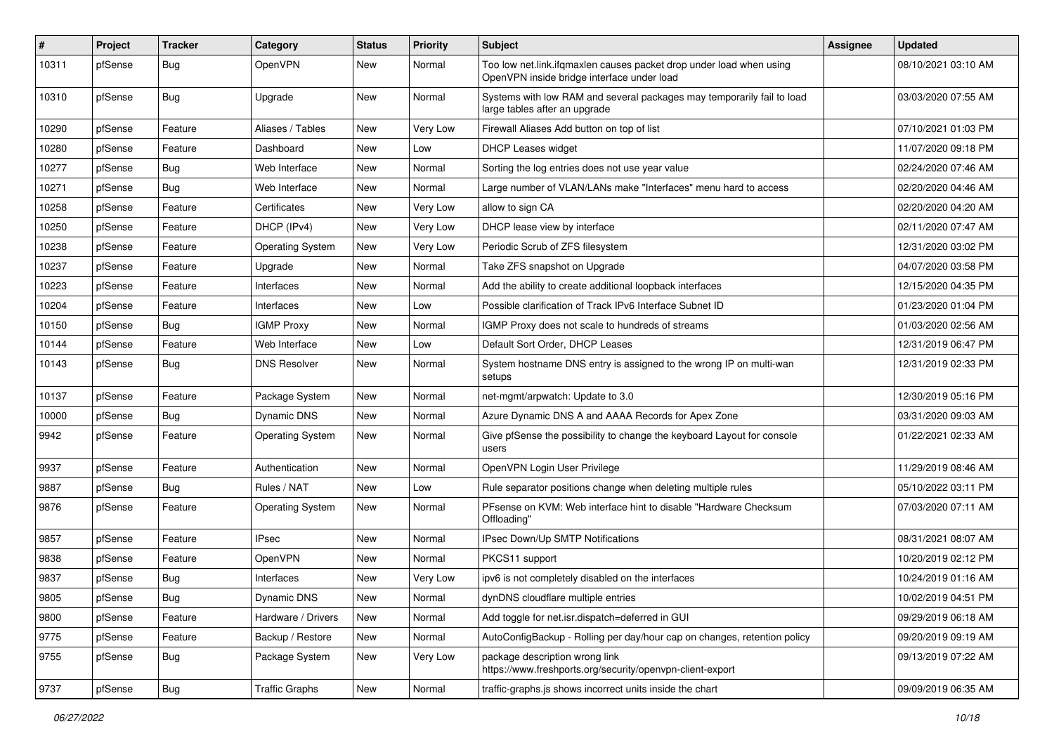| # | Project | Tracker | Category | Status | Priority | Subject | Assignee | Updated |
|---|---|---|---|---|---|---|---|---|
| 10311 | pfSense | Bug | OpenVPN | New | Normal | Too low net.link.ifqmaxlen causes packet drop under load when using OpenVPN inside bridge interface under load | | 08/10/2021 03:10 AM |
| 10310 | pfSense | Bug | Upgrade | New | Normal | Systems with low RAM and several packages may temporarily fail to load large tables after an upgrade | | 03/03/2020 07:55 AM |
| 10290 | pfSense | Feature | Aliases / Tables | New | Very Low | Firewall Aliases Add button on top of list | | 07/10/2021 01:03 PM |
| 10280 | pfSense | Feature | Dashboard | New | Low | DHCP Leases widget | | 11/07/2020 09:18 PM |
| 10277 | pfSense | Bug | Web Interface | New | Normal | Sorting the log entries does not use year value | | 02/24/2020 07:46 AM |
| 10271 | pfSense | Bug | Web Interface | New | Normal | Large number of VLAN/LANs make "Interfaces" menu hard to access | | 02/20/2020 04:46 AM |
| 10258 | pfSense | Feature | Certificates | New | Very Low | allow to sign CA | | 02/20/2020 04:20 AM |
| 10250 | pfSense | Feature | DHCP (IPv4) | New | Very Low | DHCP lease view by interface | | 02/11/2020 07:47 AM |
| 10238 | pfSense | Feature | Operating System | New | Very Low | Periodic Scrub of ZFS filesystem | | 12/31/2020 03:02 PM |
| 10237 | pfSense | Feature | Upgrade | New | Normal | Take ZFS snapshot on Upgrade | | 04/07/2020 03:58 PM |
| 10223 | pfSense | Feature | Interfaces | New | Normal | Add the ability to create additional loopback interfaces | | 12/15/2020 04:35 PM |
| 10204 | pfSense | Feature | Interfaces | New | Low | Possible clarification of Track IPv6 Interface Subnet ID | | 01/23/2020 01:04 PM |
| 10150 | pfSense | Bug | IGMP Proxy | New | Normal | IGMP Proxy does not scale to hundreds of streams | | 01/03/2020 02:56 AM |
| 10144 | pfSense | Feature | Web Interface | New | Low | Default Sort Order, DHCP Leases | | 12/31/2019 06:47 PM |
| 10143 | pfSense | Bug | DNS Resolver | New | Normal | System hostname DNS entry is assigned to the wrong IP on multi-wan setups | | 12/31/2019 02:33 PM |
| 10137 | pfSense | Feature | Package System | New | Normal | net-mgmt/arpwatch: Update to 3.0 | | 12/30/2019 05:16 PM |
| 10000 | pfSense | Bug | Dynamic DNS | New | Normal | Azure Dynamic DNS A and AAAA Records for Apex Zone | | 03/31/2020 09:03 AM |
| 9942 | pfSense | Feature | Operating System | New | Normal | Give pfSense the possibility to change the keyboard Layout for console users | | 01/22/2021 02:33 AM |
| 9937 | pfSense | Feature | Authentication | New | Normal | OpenVPN Login User Privilege | | 11/29/2019 08:46 AM |
| 9887 | pfSense | Bug | Rules / NAT | New | Low | Rule separator positions change when deleting multiple rules | | 05/10/2022 03:11 PM |
| 9876 | pfSense | Feature | Operating System | New | Normal | PFsense on KVM: Web interface hint to disable "Hardware Checksum Offloading" | | 07/03/2020 07:11 AM |
| 9857 | pfSense | Feature | IPsec | New | Normal | IPsec Down/Up SMTP Notifications | | 08/31/2021 08:07 AM |
| 9838 | pfSense | Feature | OpenVPN | New | Normal | PKCS11 support | | 10/20/2019 02:12 PM |
| 9837 | pfSense | Bug | Interfaces | New | Very Low | ipv6 is not completely disabled on the interfaces | | 10/24/2019 01:16 AM |
| 9805 | pfSense | Bug | Dynamic DNS | New | Normal | dynDNS cloudflare multiple entries | | 10/02/2019 04:51 PM |
| 9800 | pfSense | Feature | Hardware / Drivers | New | Normal | Add toggle for net.isr.dispatch=deferred in GUI | | 09/29/2019 06:18 AM |
| 9775 | pfSense | Feature | Backup / Restore | New | Normal | AutoConfigBackup - Rolling per day/hour cap on changes, retention policy | | 09/20/2019 09:19 AM |
| 9755 | pfSense | Bug | Package System | New | Very Low | package description wrong link https://www.freshports.org/security/openvpn-client-export | | 09/13/2019 07:22 AM |
| 9737 | pfSense | Bug | Traffic Graphs | New | Normal | traffic-graphs.js shows incorrect units inside the chart | | 09/09/2019 06:35 AM |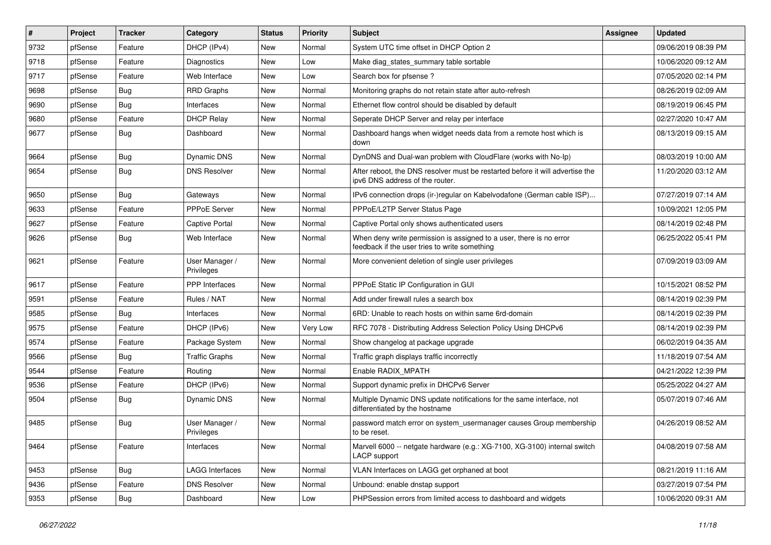| # | Project | Tracker | Category | Status | Priority | Subject | Assignee | Updated |
|---|---|---|---|---|---|---|---|---|
| 9732 | pfSense | Feature | DHCP (IPv4) | New | Normal | System UTC time offset in DHCP Option 2 | | 09/06/2019 08:39 PM |
| 9718 | pfSense | Feature | Diagnostics | New | Low | Make diag_states_summary table sortable | | 10/06/2020 09:12 AM |
| 9717 | pfSense | Feature | Web Interface | New | Low | Search box for pfsense ? | | 07/05/2020 02:14 PM |
| 9698 | pfSense | Bug | RRD Graphs | New | Normal | Monitoring graphs do not retain state after auto-refresh | | 08/26/2019 02:09 AM |
| 9690 | pfSense | Bug | Interfaces | New | Normal | Ethernet flow control should be disabled by default | | 08/19/2019 06:45 PM |
| 9680 | pfSense | Feature | DHCP Relay | New | Normal | Seperate DHCP Server and relay per interface | | 02/27/2020 10:47 AM |
| 9677 | pfSense | Bug | Dashboard | New | Normal | Dashboard hangs when widget needs data from a remote host which is down | | 08/13/2019 09:15 AM |
| 9664 | pfSense | Bug | Dynamic DNS | New | Normal | DynDNS and Dual-wan problem with CloudFlare (works with No-Ip) | | 08/03/2019 10:00 AM |
| 9654 | pfSense | Bug | DNS Resolver | New | Normal | After reboot, the DNS resolver must be restarted before it will advertise the ipv6 DNS address of the router. | | 11/20/2020 03:12 AM |
| 9650 | pfSense | Bug | Gateways | New | Normal | IPv6 connection drops (ir-)regular on Kabelvodafone (German cable ISP)... | | 07/27/2019 07:14 AM |
| 9633 | pfSense | Feature | PPPoE Server | New | Normal | PPPoE/L2TP Server Status Page | | 10/09/2021 12:05 PM |
| 9627 | pfSense | Feature | Captive Portal | New | Normal | Captive Portal only shows authenticated users | | 08/14/2019 02:48 PM |
| 9626 | pfSense | Bug | Web Interface | New | Normal | When deny write permission is assigned to a user, there is no error feedback if the user tries to write something | | 06/25/2022 05:41 PM |
| 9621 | pfSense | Feature | User Manager / Privileges | New | Normal | More convenient deletion of single user privileges | | 07/09/2019 03:09 AM |
| 9617 | pfSense | Feature | PPP Interfaces | New | Normal | PPPoE Static IP Configuration in GUI | | 10/15/2021 08:52 PM |
| 9591 | pfSense | Feature | Rules / NAT | New | Normal | Add under firewall rules a search box | | 08/14/2019 02:39 PM |
| 9585 | pfSense | Bug | Interfaces | New | Normal | 6RD: Unable to reach hosts on within same 6rd-domain | | 08/14/2019 02:39 PM |
| 9575 | pfSense | Feature | DHCP (IPv6) | New | Very Low | RFC 7078 - Distributing Address Selection Policy Using DHCPv6 | | 08/14/2019 02:39 PM |
| 9574 | pfSense | Feature | Package System | New | Normal | Show changelog at package upgrade | | 06/02/2019 04:35 AM |
| 9566 | pfSense | Bug | Traffic Graphs | New | Normal | Traffic graph displays traffic incorrectly | | 11/18/2019 07:54 AM |
| 9544 | pfSense | Feature | Routing | New | Normal | Enable RADIX_MPATH | | 04/21/2022 12:39 PM |
| 9536 | pfSense | Feature | DHCP (IPv6) | New | Normal | Support dynamic prefix in DHCPv6 Server | | 05/25/2022 04:27 AM |
| 9504 | pfSense | Bug | Dynamic DNS | New | Normal | Multiple Dynamic DNS update notifications for the same interface, not differentiated by the hostname | | 05/07/2019 07:46 AM |
| 9485 | pfSense | Bug | User Manager / Privileges | New | Normal | password match error on system_usermanager causes Group membership to be reset. | | 04/26/2019 08:52 AM |
| 9464 | pfSense | Feature | Interfaces | New | Normal | Marvell 6000 -- netgate hardware (e.g.: XG-7100, XG-3100) internal switch LACP support | | 04/08/2019 07:58 AM |
| 9453 | pfSense | Bug | LAGG Interfaces | New | Normal | VLAN Interfaces on LAGG get orphaned at boot | | 08/21/2019 11:16 AM |
| 9436 | pfSense | Feature | DNS Resolver | New | Normal | Unbound: enable dnstap support | | 03/27/2019 07:54 PM |
| 9353 | pfSense | Bug | Dashboard | New | Low | PHPSession errors from limited access to dashboard and widgets | | 10/06/2020 09:31 AM |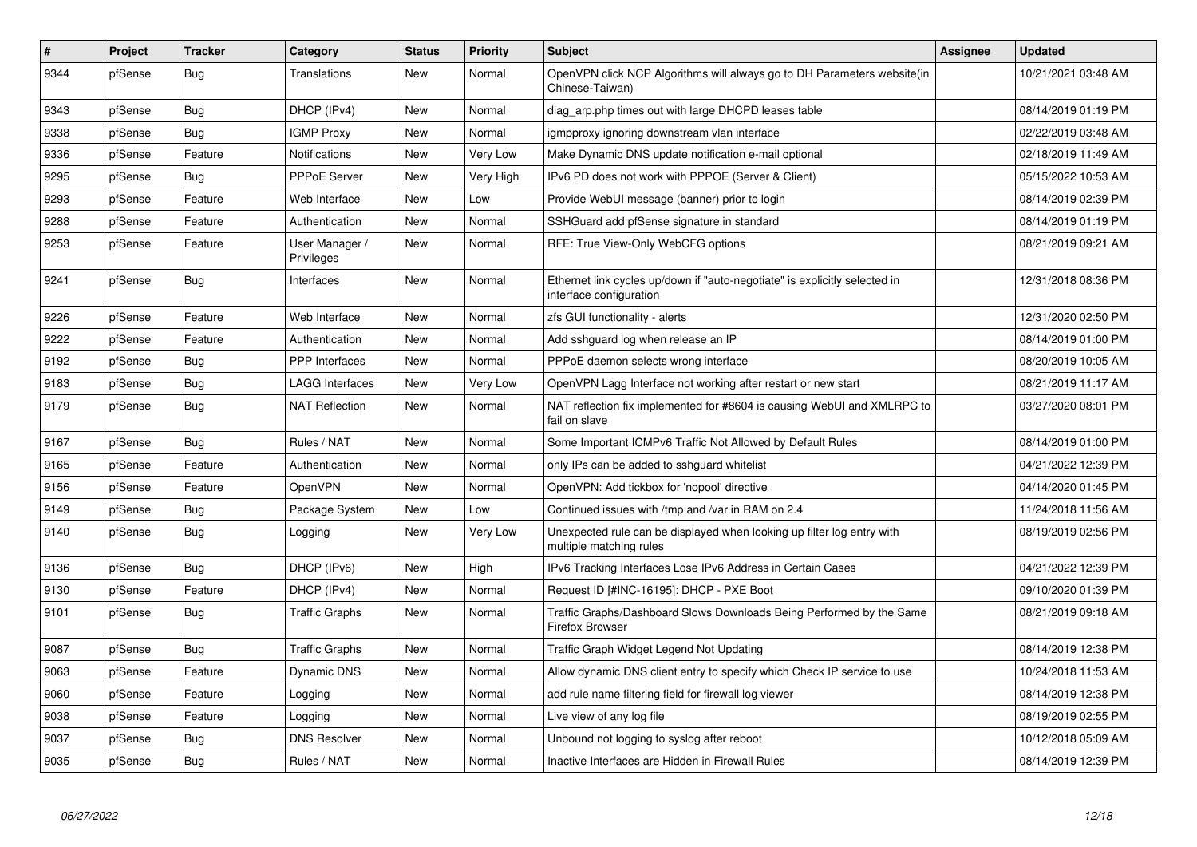| # | Project | Tracker | Category | Status | Priority | Subject | Assignee | Updated |
|---|---|---|---|---|---|---|---|---|
| 9344 | pfSense | Bug | Translations | New | Normal | OpenVPN click NCP Algorithms will always go to DH Parameters website(in Chinese-Taiwan) | | 10/21/2021 03:48 AM |
| 9343 | pfSense | Bug | DHCP (IPv4) | New | Normal | diag_arp.php times out with large DHCPD leases table | | 08/14/2019 01:19 PM |
| 9338 | pfSense | Bug | IGMP Proxy | New | Normal | igmpproxy ignoring downstream vlan interface | | 02/22/2019 03:48 AM |
| 9336 | pfSense | Feature | Notifications | New | Very Low | Make Dynamic DNS update notification e-mail optional | | 02/18/2019 11:49 AM |
| 9295 | pfSense | Bug | PPPoE Server | New | Very High | IPv6 PD does not work with PPPOE (Server & Client) | | 05/15/2022 10:53 AM |
| 9293 | pfSense | Feature | Web Interface | New | Low | Provide WebUI message (banner) prior to login | | 08/14/2019 02:39 PM |
| 9288 | pfSense | Feature | Authentication | New | Normal | SSHGuard add pfSense signature in standard | | 08/14/2019 01:19 PM |
| 9253 | pfSense | Feature | User Manager / Privileges | New | Normal | RFE: True View-Only WebCFG options | | 08/21/2019 09:21 AM |
| 9241 | pfSense | Bug | Interfaces | New | Normal | Ethernet link cycles up/down if "auto-negotiate" is explicitly selected in interface configuration | | 12/31/2018 08:36 PM |
| 9226 | pfSense | Feature | Web Interface | New | Normal | zfs GUI functionality - alerts | | 12/31/2020 02:50 PM |
| 9222 | pfSense | Feature | Authentication | New | Normal | Add sshguard log when release an IP | | 08/14/2019 01:00 PM |
| 9192 | pfSense | Bug | PPP Interfaces | New | Normal | PPPoE daemon selects wrong interface | | 08/20/2019 10:05 AM |
| 9183 | pfSense | Bug | LAGG Interfaces | New | Very Low | OpenVPN Lagg Interface not working after restart or new start | | 08/21/2019 11:17 AM |
| 9179 | pfSense | Bug | NAT Reflection | New | Normal | NAT reflection fix implemented for #8604 is causing WebUI and XMLRPC to fail on slave | | 03/27/2020 08:01 PM |
| 9167 | pfSense | Bug | Rules / NAT | New | Normal | Some Important ICMPv6 Traffic Not Allowed by Default Rules | | 08/14/2019 01:00 PM |
| 9165 | pfSense | Feature | Authentication | New | Normal | only IPs can be added to sshguard whitelist | | 04/21/2022 12:39 PM |
| 9156 | pfSense | Feature | OpenVPN | New | Normal | OpenVPN: Add tickbox for 'nopool' directive | | 04/14/2020 01:45 PM |
| 9149 | pfSense | Bug | Package System | New | Low | Continued issues with /tmp and /var in RAM on 2.4 | | 11/24/2018 11:56 AM |
| 9140 | pfSense | Bug | Logging | New | Very Low | Unexpected rule can be displayed when looking up filter log entry with multiple matching rules | | 08/19/2019 02:56 PM |
| 9136 | pfSense | Bug | DHCP (IPv6) | New | High | IPv6 Tracking Interfaces Lose IPv6 Address in Certain Cases | | 04/21/2022 12:39 PM |
| 9130 | pfSense | Feature | DHCP (IPv4) | New | Normal | Request ID [#INC-16195]: DHCP - PXE Boot | | 09/10/2020 01:39 PM |
| 9101 | pfSense | Bug | Traffic Graphs | New | Normal | Traffic Graphs/Dashboard Slows Downloads Being Performed by the Same Firefox Browser | | 08/21/2019 09:18 AM |
| 9087 | pfSense | Bug | Traffic Graphs | New | Normal | Traffic Graph Widget Legend Not Updating | | 08/14/2019 12:38 PM |
| 9063 | pfSense | Feature | Dynamic DNS | New | Normal | Allow dynamic DNS client entry to specify which Check IP service to use | | 10/24/2018 11:53 AM |
| 9060 | pfSense | Feature | Logging | New | Normal | add rule name filtering field for firewall log viewer | | 08/14/2019 12:38 PM |
| 9038 | pfSense | Feature | Logging | New | Normal | Live view of any log file | | 08/19/2019 02:55 PM |
| 9037 | pfSense | Bug | DNS Resolver | New | Normal | Unbound not logging to syslog after reboot | | 10/12/2018 05:09 AM |
| 9035 | pfSense | Bug | Rules / NAT | New | Normal | Inactive Interfaces are Hidden in Firewall Rules | | 08/14/2019 12:39 PM |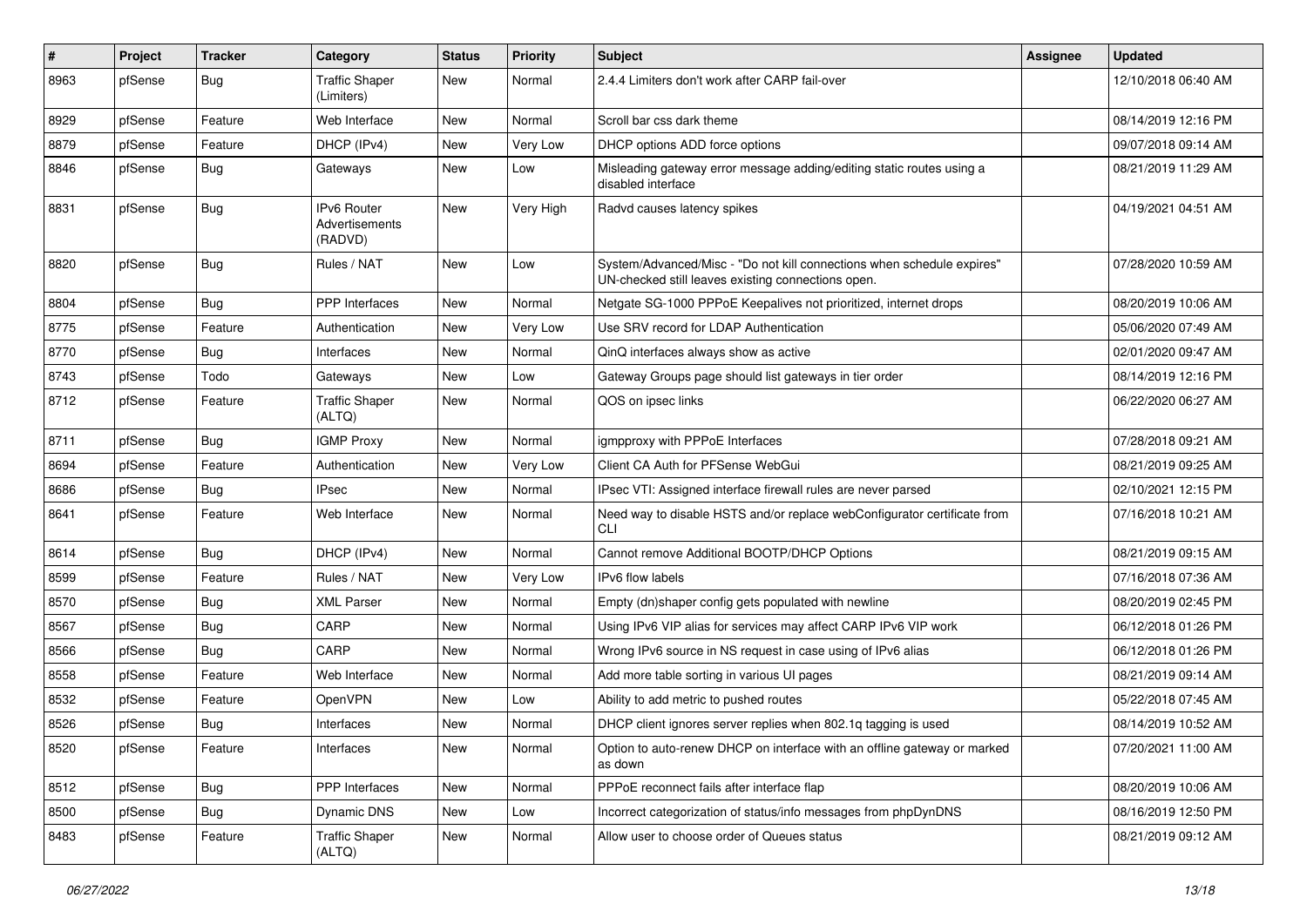| # | Project | Tracker | Category | Status | Priority | Subject | Assignee | Updated |
|---|---|---|---|---|---|---|---|---|
| 8963 | pfSense | Bug | Traffic Shaper (Limiters) | New | Normal | 2.4.4 Limiters don't work after CARP fail-over | | 12/10/2018 06:40 AM |
| 8929 | pfSense | Feature | Web Interface | New | Normal | Scroll bar css dark theme | | 08/14/2019 12:16 PM |
| 8879 | pfSense | Feature | DHCP (IPv4) | New | Very Low | DHCP options ADD force options | | 09/07/2018 09:14 AM |
| 8846 | pfSense | Bug | Gateways | New | Low | Misleading gateway error message adding/editing static routes using a disabled interface | | 08/21/2019 11:29 AM |
| 8831 | pfSense | Bug | IPv6 Router Advertisements (RADVD) | New | Very High | Radvd causes latency spikes | | 04/19/2021 04:51 AM |
| 8820 | pfSense | Bug | Rules / NAT | New | Low | System/Advanced/Misc - "Do not kill connections when schedule expires" UN-checked still leaves existing connections open. | | 07/28/2020 10:59 AM |
| 8804 | pfSense | Bug | PPP Interfaces | New | Normal | Netgate SG-1000 PPPoE Keepalives not prioritized, internet drops | | 08/20/2019 10:06 AM |
| 8775 | pfSense | Feature | Authentication | New | Very Low | Use SRV record for LDAP Authentication | | 05/06/2020 07:49 AM |
| 8770 | pfSense | Bug | Interfaces | New | Normal | QinQ interfaces always show as active | | 02/01/2020 09:47 AM |
| 8743 | pfSense | Todo | Gateways | New | Low | Gateway Groups page should list gateways in tier order | | 08/14/2019 12:16 PM |
| 8712 | pfSense | Feature | Traffic Shaper (ALTQ) | New | Normal | QOS on ipsec links | | 06/22/2020 06:27 AM |
| 8711 | pfSense | Bug | IGMP Proxy | New | Normal | igmpproxy with PPPoE Interfaces | | 07/28/2018 09:21 AM |
| 8694 | pfSense | Feature | Authentication | New | Very Low | Client CA Auth for PFSense WebGui | | 08/21/2019 09:25 AM |
| 8686 | pfSense | Bug | IPsec | New | Normal | IPsec VTI: Assigned interface firewall rules are never parsed | | 02/10/2021 12:15 PM |
| 8641 | pfSense | Feature | Web Interface | New | Normal | Need way to disable HSTS and/or replace webConfigurator certificate from CLI | | 07/16/2018 10:21 AM |
| 8614 | pfSense | Bug | DHCP (IPv4) | New | Normal | Cannot remove Additional BOOTP/DHCP Options | | 08/21/2019 09:15 AM |
| 8599 | pfSense | Feature | Rules / NAT | New | Very Low | IPv6 flow labels | | 07/16/2018 07:36 AM |
| 8570 | pfSense | Bug | XML Parser | New | Normal | Empty (dn)shaper config gets populated with newline | | 08/20/2019 02:45 PM |
| 8567 | pfSense | Bug | CARP | New | Normal | Using IPv6 VIP alias for services may affect CARP IPv6 VIP work | | 06/12/2018 01:26 PM |
| 8566 | pfSense | Bug | CARP | New | Normal | Wrong IPv6 source in NS request in case using of IPv6 alias | | 06/12/2018 01:26 PM |
| 8558 | pfSense | Feature | Web Interface | New | Normal | Add more table sorting in various UI pages | | 08/21/2019 09:14 AM |
| 8532 | pfSense | Feature | OpenVPN | New | Low | Ability to add metric to pushed routes | | 05/22/2018 07:45 AM |
| 8526 | pfSense | Bug | Interfaces | New | Normal | DHCP client ignores server replies when 802.1q tagging is used | | 08/14/2019 10:52 AM |
| 8520 | pfSense | Feature | Interfaces | New | Normal | Option to auto-renew DHCP on interface with an offline gateway or marked as down | | 07/20/2021 11:00 AM |
| 8512 | pfSense | Bug | PPP Interfaces | New | Normal | PPPoE reconnect fails after interface flap | | 08/20/2019 10:06 AM |
| 8500 | pfSense | Bug | Dynamic DNS | New | Low | Incorrect categorization of status/info messages from phpDynDNS | | 08/16/2019 12:50 PM |
| 8483 | pfSense | Feature | Traffic Shaper (ALTQ) | New | Normal | Allow user to choose order of Queues status | | 08/21/2019 09:12 AM |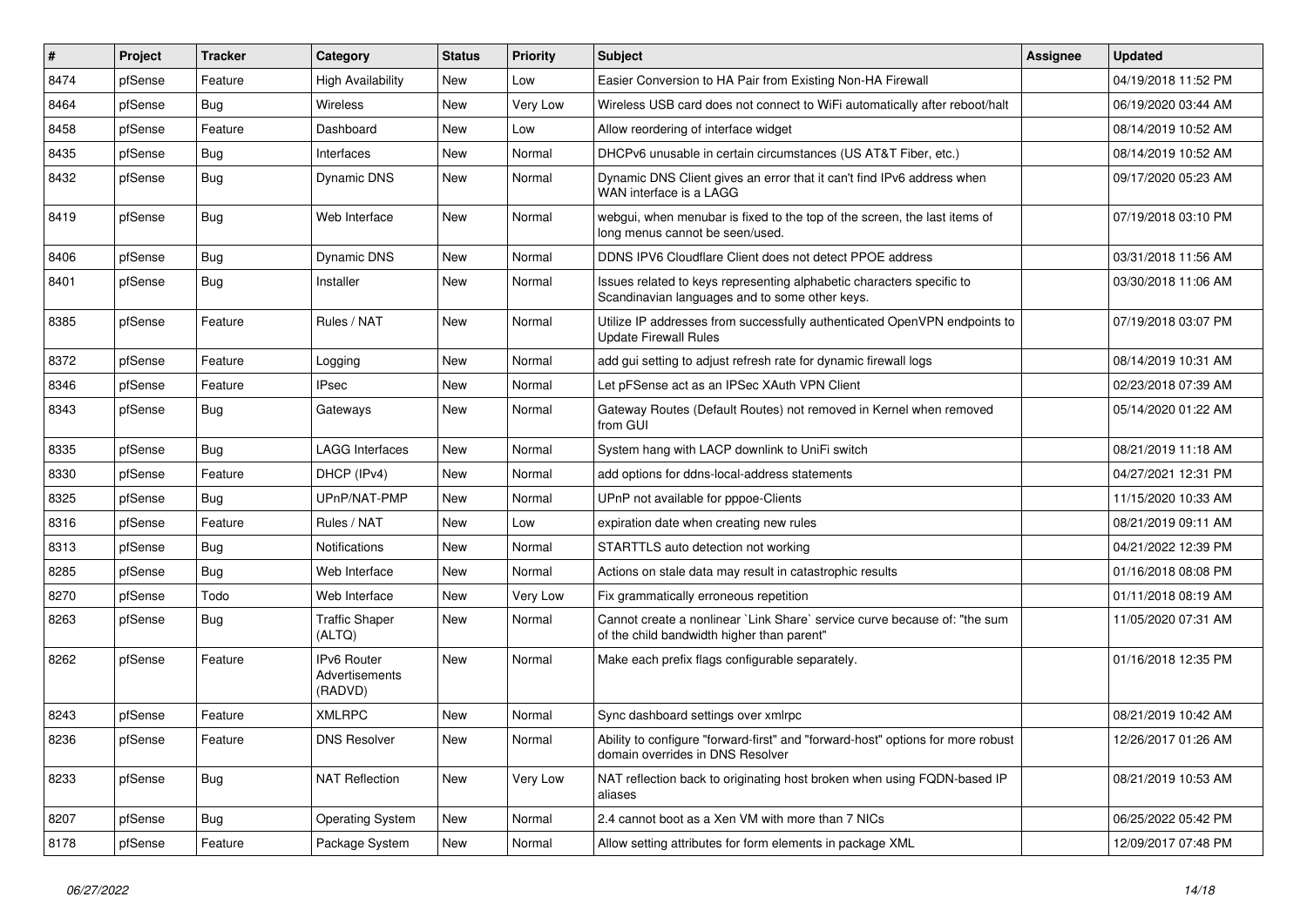| # | Project | Tracker | Category | Status | Priority | Subject | Assignee | Updated |
|---|---|---|---|---|---|---|---|---|
| 8474 | pfSense | Feature | High Availability | New | Low | Easier Conversion to HA Pair from Existing Non-HA Firewall | | 04/19/2018 11:52 PM |
| 8464 | pfSense | Bug | Wireless | New | Very Low | Wireless USB card does not connect to WiFi automatically after reboot/halt | | 06/19/2020 03:44 AM |
| 8458 | pfSense | Feature | Dashboard | New | Low | Allow reordering of interface widget | | 08/14/2019 10:52 AM |
| 8435 | pfSense | Bug | Interfaces | New | Normal | DHCPv6 unusable in certain circumstances (US AT&T Fiber, etc.) | | 08/14/2019 10:52 AM |
| 8432 | pfSense | Bug | Dynamic DNS | New | Normal | Dynamic DNS Client gives an error that it can't find IPv6 address when WAN interface is a LAGG | | 09/17/2020 05:23 AM |
| 8419 | pfSense | Bug | Web Interface | New | Normal | webgui, when menubar is fixed to the top of the screen, the last items of long menus cannot be seen/used. | | 07/19/2018 03:10 PM |
| 8406 | pfSense | Bug | Dynamic DNS | New | Normal | DDNS IPV6 Cloudflare Client does not detect PPOE address | | 03/31/2018 11:56 AM |
| 8401 | pfSense | Bug | Installer | New | Normal | Issues related to keys representing alphabetic characters specific to Scandinavian languages and to some other keys. | | 03/30/2018 11:06 AM |
| 8385 | pfSense | Feature | Rules / NAT | New | Normal | Utilize IP addresses from successfully authenticated OpenVPN endpoints to Update Firewall Rules | | 07/19/2018 03:07 PM |
| 8372 | pfSense | Feature | Logging | New | Normal | add gui setting to adjust refresh rate for dynamic firewall logs | | 08/14/2019 10:31 AM |
| 8346 | pfSense | Feature | IPsec | New | Normal | Let pFSense act as an IPSec XAuth VPN Client | | 02/23/2018 07:39 AM |
| 8343 | pfSense | Bug | Gateways | New | Normal | Gateway Routes (Default Routes) not removed in Kernel when removed from GUI | | 05/14/2020 01:22 AM |
| 8335 | pfSense | Bug | LAGG Interfaces | New | Normal | System hang with LACP downlink to UniFi switch | | 08/21/2019 11:18 AM |
| 8330 | pfSense | Feature | DHCP (IPv4) | New | Normal | add options for ddns-local-address statements | | 04/27/2021 12:31 PM |
| 8325 | pfSense | Bug | UPnP/NAT-PMP | New | Normal | UPnP not available for pppoe-Clients | | 11/15/2020 10:33 AM |
| 8316 | pfSense | Feature | Rules / NAT | New | Low | expiration date when creating new rules | | 08/21/2019 09:11 AM |
| 8313 | pfSense | Bug | Notifications | New | Normal | STARTTLS auto detection not working | | 04/21/2022 12:39 PM |
| 8285 | pfSense | Bug | Web Interface | New | Normal | Actions on stale data may result in catastrophic results | | 01/16/2018 08:08 PM |
| 8270 | pfSense | Todo | Web Interface | New | Very Low | Fix grammatically erroneous repetition | | 01/11/2018 08:19 AM |
| 8263 | pfSense | Bug | Traffic Shaper (ALTQ) | New | Normal | Cannot create a nonlinear `Link Share` service curve because of: "the sum of the child bandwidth higher than parent" | | 11/05/2020 07:31 AM |
| 8262 | pfSense | Feature | IPv6 Router Advertisements (RADVD) | New | Normal | Make each prefix flags configurable separately. | | 01/16/2018 12:35 PM |
| 8243 | pfSense | Feature | XMLRPC | New | Normal | Sync dashboard settings over xmlrpc | | 08/21/2019 10:42 AM |
| 8236 | pfSense | Feature | DNS Resolver | New | Normal | Ability to configure "forward-first" and "forward-host" options for more robust domain overrides in DNS Resolver | | 12/26/2017 01:26 AM |
| 8233 | pfSense | Bug | NAT Reflection | New | Very Low | NAT reflection back to originating host broken when using FQDN-based IP aliases | | 08/21/2019 10:53 AM |
| 8207 | pfSense | Bug | Operating System | New | Normal | 2.4 cannot boot as a Xen VM with more than 7 NICs | | 06/25/2022 05:42 PM |
| 8178 | pfSense | Feature | Package System | New | Normal | Allow setting attributes for form elements in package XML | | 12/09/2017 07:48 PM |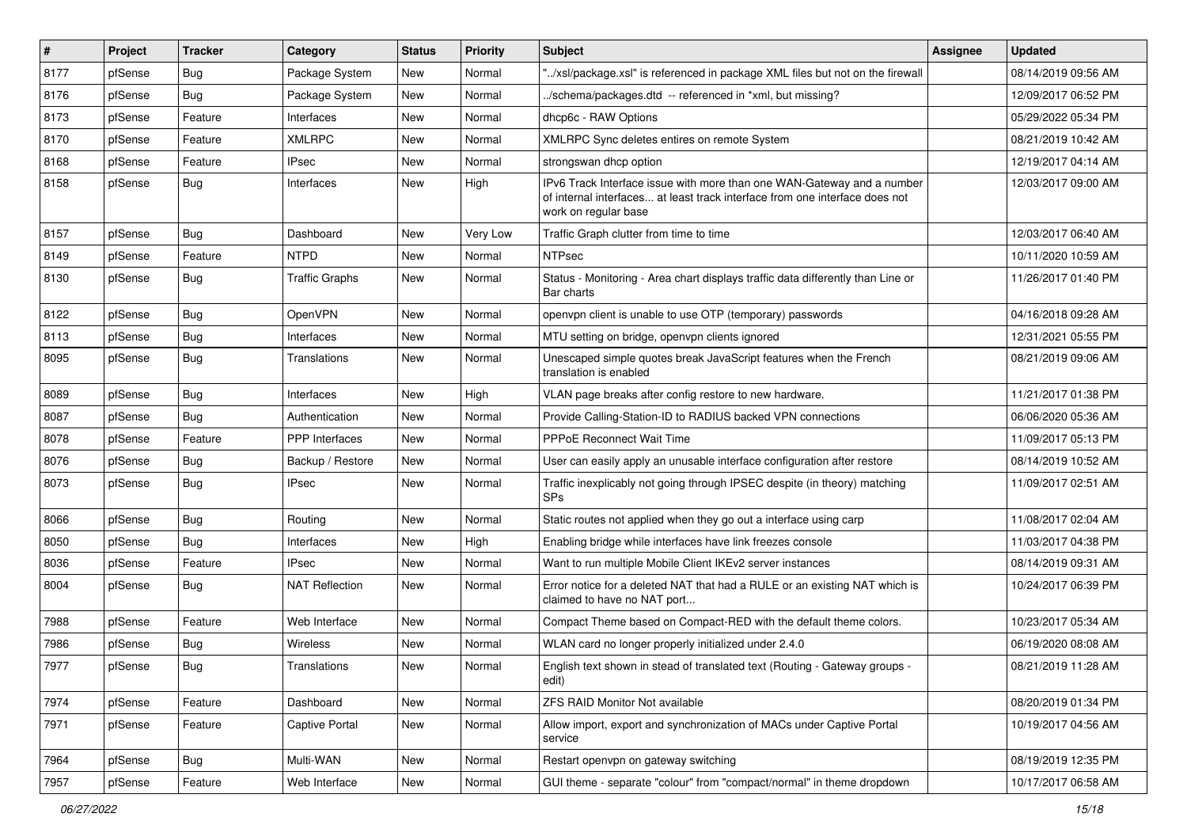| # | Project | Tracker | Category | Status | Priority | Subject | Assignee | Updated |
|---|---|---|---|---|---|---|---|---|
| 8177 | pfSense | Bug | Package System | New | Normal | "../xsl/package.xsl" is referenced in package XML files but not on the firewall | | 08/14/2019 09:56 AM |
| 8176 | pfSense | Bug | Package System | New | Normal | ../schema/packages.dtd -- referenced in *xml, but missing? | | 12/09/2017 06:52 PM |
| 8173 | pfSense | Feature | Interfaces | New | Normal | dhcp6c - RAW Options | | 05/29/2022 05:34 PM |
| 8170 | pfSense | Feature | XMLRPC | New | Normal | XMLRPC Sync deletes entires on remote System | | 08/21/2019 10:42 AM |
| 8168 | pfSense | Feature | IPsec | New | Normal | strongswan dhcp option | | 12/19/2017 04:14 AM |
| 8158 | pfSense | Bug | Interfaces | New | High | IPv6 Track Interface issue with more than one WAN-Gateway and a number of internal interfaces... at least track interface from one interface does not work on regular base | | 12/03/2017 09:00 AM |
| 8157 | pfSense | Bug | Dashboard | New | Very Low | Traffic Graph clutter from time to time | | 12/03/2017 06:40 AM |
| 8149 | pfSense | Feature | NTPD | New | Normal | NTPsec | | 10/11/2020 10:59 AM |
| 8130 | pfSense | Bug | Traffic Graphs | New | Normal | Status - Monitoring - Area chart displays traffic data differently than Line or Bar charts | | 11/26/2017 01:40 PM |
| 8122 | pfSense | Bug | OpenVPN | New | Normal | openvpn client is unable to use OTP (temporary) passwords | | 04/16/2018 09:28 AM |
| 8113 | pfSense | Bug | Interfaces | New | Normal | MTU setting on bridge, openvpn clients ignored | | 12/31/2021 05:55 PM |
| 8095 | pfSense | Bug | Translations | New | Normal | Unescaped simple quotes break JavaScript features when the French translation is enabled | | 08/21/2019 09:06 AM |
| 8089 | pfSense | Bug | Interfaces | New | High | VLAN page breaks after config restore to new hardware. | | 11/21/2017 01:38 PM |
| 8087 | pfSense | Bug | Authentication | New | Normal | Provide Calling-Station-ID to RADIUS backed VPN connections | | 06/06/2020 05:36 AM |
| 8078 | pfSense | Feature | PPP Interfaces | New | Normal | PPPoE Reconnect Wait Time | | 11/09/2017 05:13 PM |
| 8076 | pfSense | Bug | Backup / Restore | New | Normal | User can easily apply an unusable interface configuration after restore | | 08/14/2019 10:52 AM |
| 8073 | pfSense | Bug | IPsec | New | Normal | Traffic inexplicably not going through IPSEC despite (in theory) matching SPs | | 11/09/2017 02:51 AM |
| 8066 | pfSense | Bug | Routing | New | Normal | Static routes not applied when they go out a interface using carp | | 11/08/2017 02:04 AM |
| 8050 | pfSense | Bug | Interfaces | New | High | Enabling bridge while interfaces have link freezes console | | 11/03/2017 04:38 PM |
| 8036 | pfSense | Feature | IPsec | New | Normal | Want to run multiple Mobile Client IKEv2 server instances | | 08/14/2019 09:31 AM |
| 8004 | pfSense | Bug | NAT Reflection | New | Normal | Error notice for a deleted NAT that had a RULE or an existing NAT which is claimed to have no NAT port... | | 10/24/2017 06:39 PM |
| 7988 | pfSense | Feature | Web Interface | New | Normal | Compact Theme based on Compact-RED with the default theme colors. | | 10/23/2017 05:34 AM |
| 7986 | pfSense | Bug | Wireless | New | Normal | WLAN card no longer properly initialized under 2.4.0 | | 06/19/2020 08:08 AM |
| 7977 | pfSense | Bug | Translations | New | Normal | English text shown in stead of translated text (Routing - Gateway groups - edit) | | 08/21/2019 11:28 AM |
| 7974 | pfSense | Feature | Dashboard | New | Normal | ZFS RAID Monitor Not available | | 08/20/2019 01:34 PM |
| 7971 | pfSense | Feature | Captive Portal | New | Normal | Allow import, export and synchronization of MACs under Captive Portal service | | 10/19/2017 04:56 AM |
| 7964 | pfSense | Bug | Multi-WAN | New | Normal | Restart openvpn on gateway switching | | 08/19/2019 12:35 PM |
| 7957 | pfSense | Feature | Web Interface | New | Normal | GUI theme - separate "colour" from "compact/normal" in theme dropdown | | 10/17/2017 06:58 AM |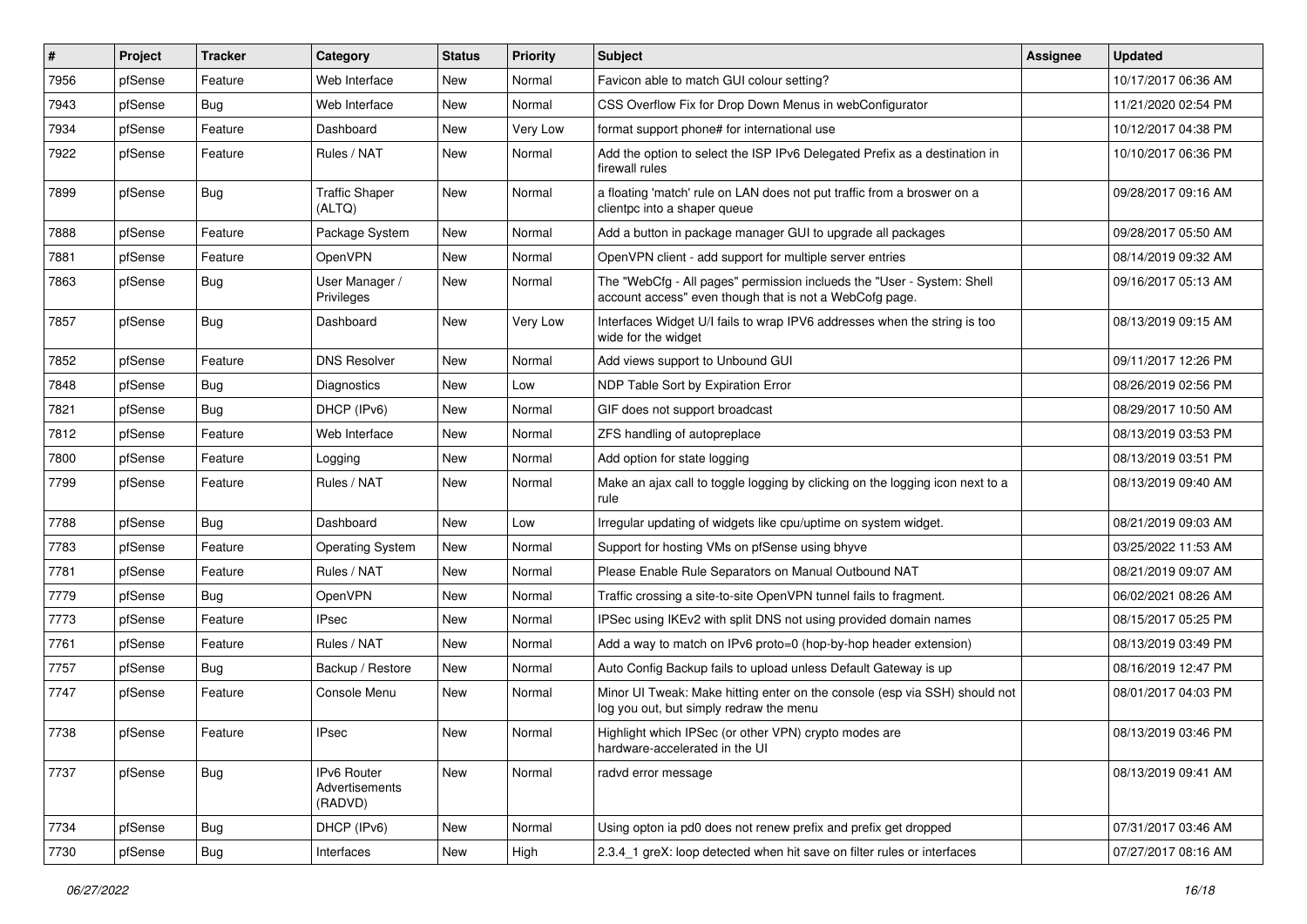| # | Project | Tracker | Category | Status | Priority | Subject | Assignee | Updated |
|---|---|---|---|---|---|---|---|---|
| 7956 | pfSense | Feature | Web Interface | New | Normal | Favicon able to match GUI colour setting? | | 10/17/2017 06:36 AM |
| 7943 | pfSense | Bug | Web Interface | New | Normal | CSS Overflow Fix for Drop Down Menus in webConfigurator | | 11/21/2020 02:54 PM |
| 7934 | pfSense | Feature | Dashboard | New | Very Low | format support phone# for international use | | 10/12/2017 04:38 PM |
| 7922 | pfSense | Feature | Rules / NAT | New | Normal | Add the option to select the ISP IPv6 Delegated Prefix as a destination in firewall rules | | 10/10/2017 06:36 PM |
| 7899 | pfSense | Bug | Traffic Shaper (ALTQ) | New | Normal | a floating 'match' rule on LAN does not put traffic from a broswer on a clientpc into a shaper queue | | 09/28/2017 09:16 AM |
| 7888 | pfSense | Feature | Package System | New | Normal | Add a button in package manager GUI to upgrade all packages | | 09/28/2017 05:50 AM |
| 7881 | pfSense | Feature | OpenVPN | New | Normal | OpenVPN client - add support for multiple server entries | | 08/14/2019 09:32 AM |
| 7863 | pfSense | Bug | User Manager / Privileges | New | Normal | The "WebCfg - All pages" permission inclueds the "User - System: Shell account access" even though that is not a WebCofg page. | | 09/16/2017 05:13 AM |
| 7857 | pfSense | Bug | Dashboard | New | Very Low | Interfaces Widget U/I fails to wrap IPV6 addresses when the string is too wide for the widget | | 08/13/2019 09:15 AM |
| 7852 | pfSense | Feature | DNS Resolver | New | Normal | Add views support to Unbound GUI | | 09/11/2017 12:26 PM |
| 7848 | pfSense | Bug | Diagnostics | New | Low | NDP Table Sort by Expiration Error | | 08/26/2019 02:56 PM |
| 7821 | pfSense | Bug | DHCP (IPv6) | New | Normal | GIF does not support broadcast | | 08/29/2017 10:50 AM |
| 7812 | pfSense | Feature | Web Interface | New | Normal | ZFS handling of autopreplace | | 08/13/2019 03:53 PM |
| 7800 | pfSense | Feature | Logging | New | Normal | Add option for state logging | | 08/13/2019 03:51 PM |
| 7799 | pfSense | Feature | Rules / NAT | New | Normal | Make an ajax call to toggle logging by clicking on the logging icon next to a rule | | 08/13/2019 09:40 AM |
| 7788 | pfSense | Bug | Dashboard | New | Low | Irregular updating of widgets like cpu/uptime on system widget. | | 08/21/2019 09:03 AM |
| 7783 | pfSense | Feature | Operating System | New | Normal | Support for hosting VMs on pfSense using bhyve | | 03/25/2022 11:53 AM |
| 7781 | pfSense | Feature | Rules / NAT | New | Normal | Please Enable Rule Separators on Manual Outbound NAT | | 08/21/2019 09:07 AM |
| 7779 | pfSense | Bug | OpenVPN | New | Normal | Traffic crossing a site-to-site OpenVPN tunnel fails to fragment. | | 06/02/2021 08:26 AM |
| 7773 | pfSense | Feature | IPsec | New | Normal | IPSec using IKEv2 with split DNS not using provided domain names | | 08/15/2017 05:25 PM |
| 7761 | pfSense | Feature | Rules / NAT | New | Normal | Add a way to match on IPv6 proto=0 (hop-by-hop header extension) | | 08/13/2019 03:49 PM |
| 7757 | pfSense | Bug | Backup / Restore | New | Normal | Auto Config Backup fails to upload unless Default Gateway is up | | 08/16/2019 12:47 PM |
| 7747 | pfSense | Feature | Console Menu | New | Normal | Minor UI Tweak: Make hitting enter on the console (esp via SSH) should not log you out, but simply redraw the menu | | 08/01/2017 04:03 PM |
| 7738 | pfSense | Feature | IPsec | New | Normal | Highlight which IPSec (or other VPN) crypto modes are hardware-accelerated in the UI | | 08/13/2019 03:46 PM |
| 7737 | pfSense | Bug | IPv6 Router Advertisements (RADVD) | New | Normal | radvd error message | | 08/13/2019 09:41 AM |
| 7734 | pfSense | Bug | DHCP (IPv6) | New | Normal | Using opton ia pd0 does not renew prefix and prefix get dropped | | 07/31/2017 03:46 AM |
| 7730 | pfSense | Bug | Interfaces | New | High | 2.3.4_1 greX: loop detected when hit save on filter rules or interfaces | | 07/27/2017 08:16 AM |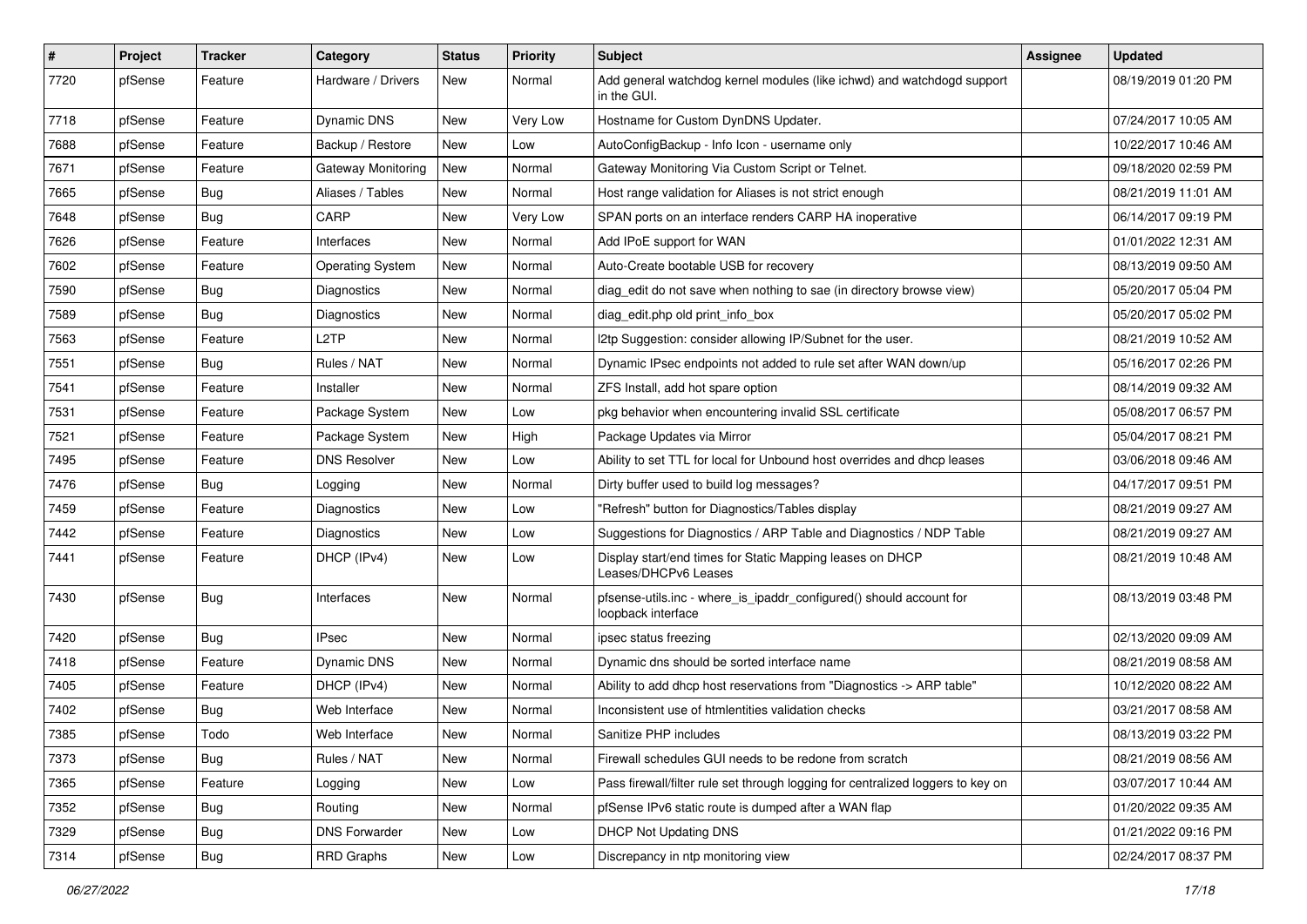| # | Project | Tracker | Category | Status | Priority | Subject | Assignee | Updated |
|---|---|---|---|---|---|---|---|---|
| 7720 | pfSense | Feature | Hardware / Drivers | New | Normal | Add general watchdog kernel modules (like ichwd) and watchdogd support in the GUI. | | 08/19/2019 01:20 PM |
| 7718 | pfSense | Feature | Dynamic DNS | New | Very Low | Hostname for Custom DynDNS Updater. | | 07/24/2017 10:05 AM |
| 7688 | pfSense | Feature | Backup / Restore | New | Low | AutoConfigBackup - Info Icon - username only | | 10/22/2017 10:46 AM |
| 7671 | pfSense | Feature | Gateway Monitoring | New | Normal | Gateway Monitoring Via Custom Script or Telnet. | | 09/18/2020 02:59 PM |
| 7665 | pfSense | Bug | Aliases / Tables | New | Normal | Host range validation for Aliases is not strict enough | | 08/21/2019 11:01 AM |
| 7648 | pfSense | Bug | CARP | New | Very Low | SPAN ports on an interface renders CARP HA inoperative | | 06/14/2017 09:19 PM |
| 7626 | pfSense | Feature | Interfaces | New | Normal | Add IPoE support for WAN | | 01/01/2022 12:31 AM |
| 7602 | pfSense | Feature | Operating System | New | Normal | Auto-Create bootable USB for recovery | | 08/13/2019 09:50 AM |
| 7590 | pfSense | Bug | Diagnostics | New | Normal | diag_edit do not save when nothing to sae (in directory browse view) | | 05/20/2017 05:04 PM |
| 7589 | pfSense | Bug | Diagnostics | New | Normal | diag_edit.php old print_info_box | | 05/20/2017 05:02 PM |
| 7563 | pfSense | Feature | L2TP | New | Normal | l2tp Suggestion: consider allowing IP/Subnet for the user. | | 08/21/2019 10:52 AM |
| 7551 | pfSense | Bug | Rules / NAT | New | Normal | Dynamic IPsec endpoints not added to rule set after WAN down/up | | 05/16/2017 02:26 PM |
| 7541 | pfSense | Feature | Installer | New | Normal | ZFS Install, add hot spare option | | 08/14/2019 09:32 AM |
| 7531 | pfSense | Feature | Package System | New | Low | pkg behavior when encountering invalid SSL certificate | | 05/08/2017 06:57 PM |
| 7521 | pfSense | Feature | Package System | New | High | Package Updates via Mirror | | 05/04/2017 08:21 PM |
| 7495 | pfSense | Feature | DNS Resolver | New | Low | Ability to set TTL for local for Unbound host overrides and dhcp leases | | 03/06/2018 09:46 AM |
| 7476 | pfSense | Bug | Logging | New | Normal | Dirty buffer used to build log messages? | | 04/17/2017 09:51 PM |
| 7459 | pfSense | Feature | Diagnostics | New | Low | "Refresh" button for Diagnostics/Tables display | | 08/21/2019 09:27 AM |
| 7442 | pfSense | Feature | Diagnostics | New | Low | Suggestions for Diagnostics / ARP Table and Diagnostics / NDP Table | | 08/21/2019 09:27 AM |
| 7441 | pfSense | Feature | DHCP (IPv4) | New | Low | Display start/end times for Static Mapping leases on DHCP Leases/DHCPv6 Leases | | 08/21/2019 10:48 AM |
| 7430 | pfSense | Bug | Interfaces | New | Normal | pfsense-utils.inc - where_is_ipaddr_configured() should account for loopback interface | | 08/13/2019 03:48 PM |
| 7420 | pfSense | Bug | IPsec | New | Normal | ipsec status freezing | | 02/13/2020 09:09 AM |
| 7418 | pfSense | Feature | Dynamic DNS | New | Normal | Dynamic dns should be sorted interface name | | 08/21/2019 08:58 AM |
| 7405 | pfSense | Feature | DHCP (IPv4) | New | Normal | Ability to add dhcp host reservations from "Diagnostics -> ARP table" | | 10/12/2020 08:22 AM |
| 7402 | pfSense | Bug | Web Interface | New | Normal | Inconsistent use of htmlentities validation checks | | 03/21/2017 08:58 AM |
| 7385 | pfSense | Todo | Web Interface | New | Normal | Sanitize PHP includes | | 08/13/2019 03:22 PM |
| 7373 | pfSense | Bug | Rules / NAT | New | Normal | Firewall schedules GUI needs to be redone from scratch | | 08/21/2019 08:56 AM |
| 7365 | pfSense | Feature | Logging | New | Low | Pass firewall/filter rule set through logging for centralized loggers to key on | | 03/07/2017 10:44 AM |
| 7352 | pfSense | Bug | Routing | New | Normal | pfSense IPv6 static route is dumped after a WAN flap | | 01/20/2022 09:35 AM |
| 7329 | pfSense | Bug | DNS Forwarder | New | Low | DHCP Not Updating DNS | | 01/21/2022 09:16 PM |
| 7314 | pfSense | Bug | RRD Graphs | New | Low | Discrepancy in ntp monitoring view | | 02/24/2017 08:37 PM |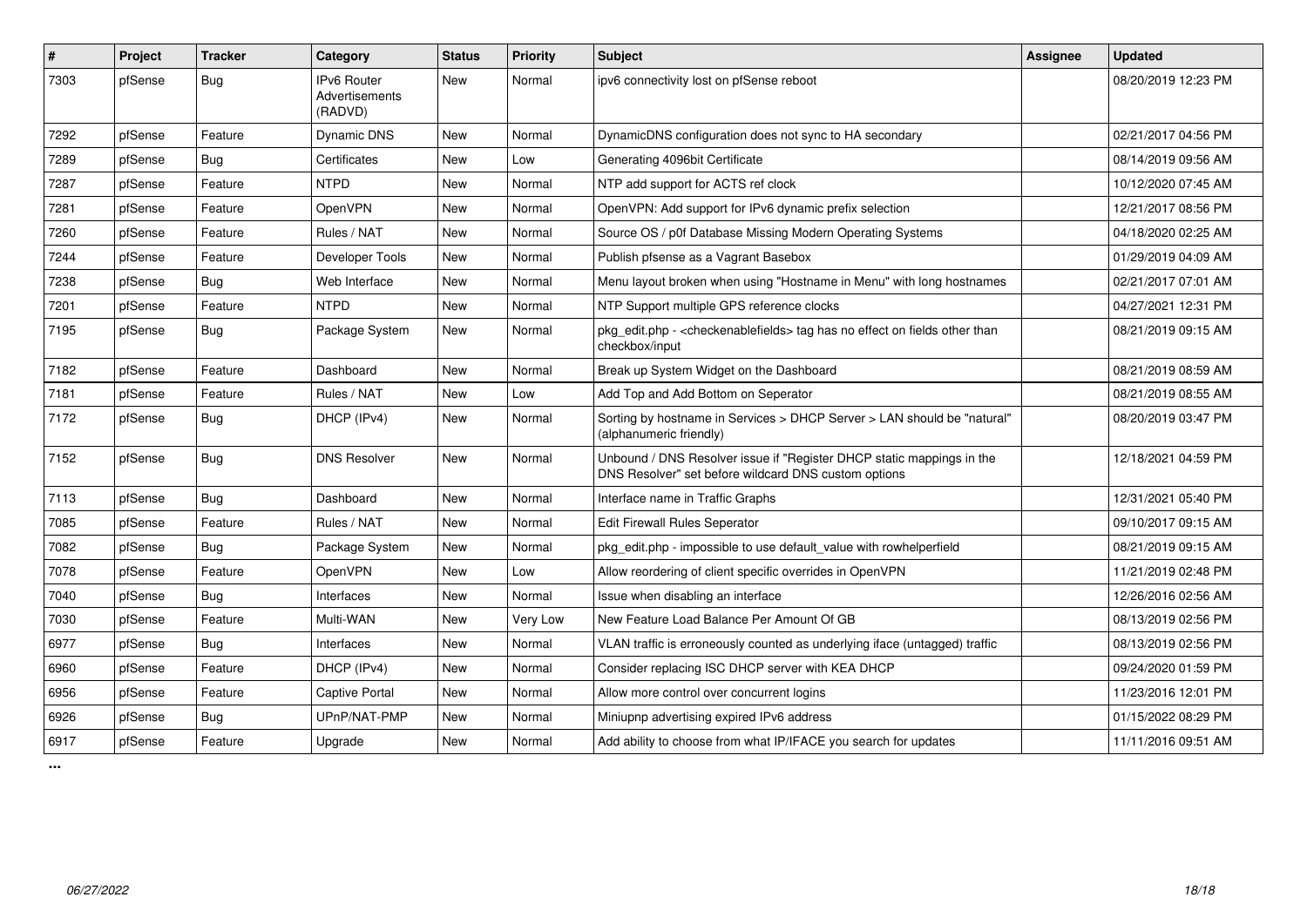| # | Project | Tracker | Category | Status | Priority | Subject | Assignee | Updated |
|---|---|---|---|---|---|---|---|---|
| 7303 | pfSense | Bug | IPv6 Router Advertisements (RADVD) | New | Normal | ipv6 connectivity lost on pfSense reboot | | 08/20/2019 12:23 PM |
| 7292 | pfSense | Feature | Dynamic DNS | New | Normal | DynamicDNS configuration does not sync to HA secondary | | 02/21/2017 04:56 PM |
| 7289 | pfSense | Bug | Certificates | New | Low | Generating 4096bit Certificate | | 08/14/2019 09:56 AM |
| 7287 | pfSense | Feature | NTPD | New | Normal | NTP add support for ACTS ref clock | | 10/12/2020 07:45 AM |
| 7281 | pfSense | Feature | OpenVPN | New | Normal | OpenVPN: Add support for IPv6 dynamic prefix selection | | 12/21/2017 08:56 PM |
| 7260 | pfSense | Feature | Rules / NAT | New | Normal | Source OS / p0f Database Missing Modern Operating Systems | | 04/18/2020 02:25 AM |
| 7244 | pfSense | Feature | Developer Tools | New | Normal | Publish pfsense as a Vagrant Basebox | | 01/29/2019 04:09 AM |
| 7238 | pfSense | Bug | Web Interface | New | Normal | Menu layout broken when using "Hostname in Menu" with long hostnames | | 02/21/2017 07:01 AM |
| 7201 | pfSense | Feature | NTPD | New | Normal | NTP Support multiple GPS reference clocks | | 04/27/2021 12:31 PM |
| 7195 | pfSense | Bug | Package System | New | Normal | pkg_edit.php - <checkenablefields> tag has no effect on fields other than checkbox/input | | 08/21/2019 09:15 AM |
| 7182 | pfSense | Feature | Dashboard | New | Normal | Break up System Widget on the Dashboard | | 08/21/2019 08:59 AM |
| 7181 | pfSense | Feature | Rules / NAT | New | Low | Add Top and Add Bottom on Seperator | | 08/21/2019 08:55 AM |
| 7172 | pfSense | Bug | DHCP (IPv4) | New | Normal | Sorting by hostname in Services > DHCP Server > LAN should be "natural" (alphanumeric friendly) | | 08/20/2019 03:47 PM |
| 7152 | pfSense | Bug | DNS Resolver | New | Normal | Unbound / DNS Resolver issue if "Register DHCP static mappings in the DNS Resolver" set before wildcard DNS custom options | | 12/18/2021 04:59 PM |
| 7113 | pfSense | Bug | Dashboard | New | Normal | Interface name in Traffic Graphs | | 12/31/2021 05:40 PM |
| 7085 | pfSense | Feature | Rules / NAT | New | Normal | Edit Firewall Rules Seperator | | 09/10/2017 09:15 AM |
| 7082 | pfSense | Bug | Package System | New | Normal | pkg_edit.php - impossible to use default_value with rowhelperfield | | 08/21/2019 09:15 AM |
| 7078 | pfSense | Feature | OpenVPN | New | Low | Allow reordering of client specific overrides in OpenVPN | | 11/21/2019 02:48 PM |
| 7040 | pfSense | Bug | Interfaces | New | Normal | Issue when disabling an interface | | 12/26/2016 02:56 AM |
| 7030 | pfSense | Feature | Multi-WAN | New | Very Low | New Feature Load Balance Per Amount Of GB | | 08/13/2019 02:56 PM |
| 6977 | pfSense | Bug | Interfaces | New | Normal | VLAN traffic is erroneously counted as underlying iface (untagged) traffic | | 08/13/2019 02:56 PM |
| 6960 | pfSense | Feature | DHCP (IPv4) | New | Normal | Consider replacing ISC DHCP server with KEA DHCP | | 09/24/2020 01:59 PM |
| 6956 | pfSense | Feature | Captive Portal | New | Normal | Allow more control over concurrent logins | | 11/23/2016 12:01 PM |
| 6926 | pfSense | Bug | UPnP/NAT-PMP | New | Normal | Miniupnp advertising expired IPv6 address | | 01/15/2022 08:29 PM |
| 6917 | pfSense | Feature | Upgrade | New | Normal | Add ability to choose from what IP/IFACE you search for updates | | 11/11/2016 09:51 AM |

...